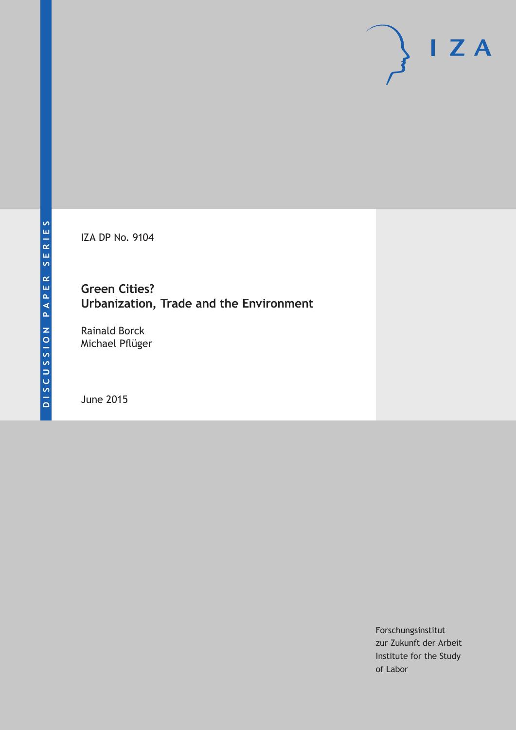DISCUSSION PAPER SERIES

IZA

IZA DP No. 9104

# Green Cities? Urbanization, Trade and the Environment

Rainald Borck
Michael Pflüger

June 2015

Forschungsinstitut
zur Zukunft der Arbeit
Institute for the Study
of Labor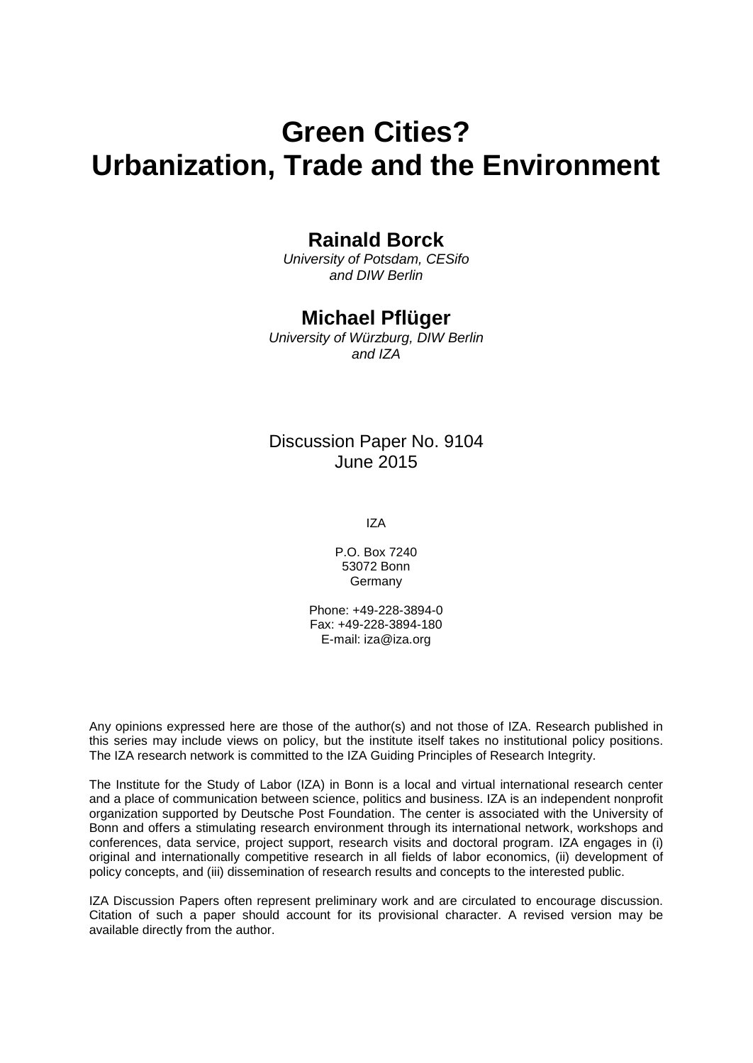# Green Cities? Urbanization, Trade and the Environment

**Rainald Borck**

*University of Potsdam, CESifo and DIW Berlin*

**Michael Pflüger**

*University of Würzburg, DIW Berlin and IZA*

Discussion Paper No. 9104
June 2015

IZA

P.O. Box 7240
53072 Bonn
Germany

Phone: +49-228-3894-0
Fax: +49-228-3894-180
E-mail: iza@iza.org

Any opinions expressed here are those of the author(s) and not those of IZA. Research published in this series may include views on policy, but the institute itself takes no institutional policy positions. The IZA research network is committed to the IZA Guiding Principles of Research Integrity.

The Institute for the Study of Labor (IZA) in Bonn is a local and virtual international research center and a place of communication between science, politics and business. IZA is an independent nonprofit organization supported by Deutsche Post Foundation. The center is associated with the University of Bonn and offers a stimulating research environment through its international network, workshops and conferences, data service, project support, research visits and doctoral program. IZA engages in (i) original and internationally competitive research in all fields of labor economics, (ii) development of policy concepts, and (iii) dissemination of research results and concepts to the interested public.

IZA Discussion Papers often represent preliminary work and are circulated to encourage discussion. Citation of such a paper should account for its provisional character. A revised version may be available directly from the author.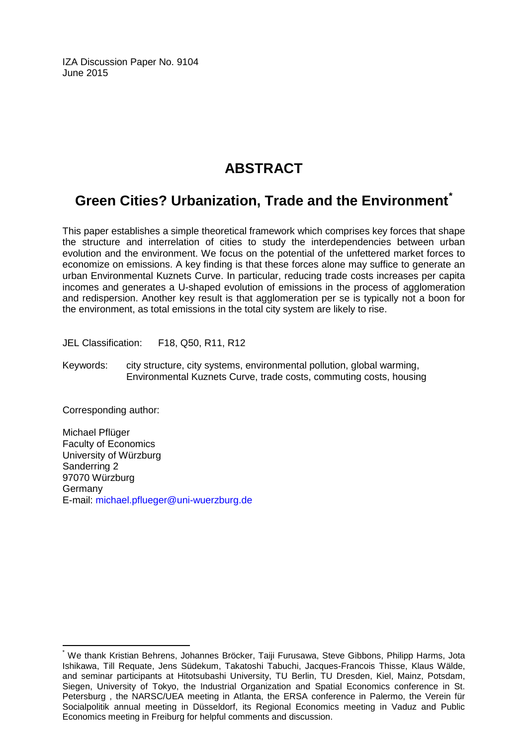IZA Discussion Paper No. 9104
June 2015

# ABSTRACT

## Green Cities? Urbanization, Trade and the Environment*

This paper establishes a simple theoretical framework which comprises key forces that shape the structure and interrelation of cities to study the interdependencies between urban evolution and the environment. We focus on the potential of the unfettered market forces to economize on emissions. A key finding is that these forces alone may suffice to generate an urban Environmental Kuznets Curve. In particular, reducing trade costs increases per capita incomes and generates a U-shaped evolution of emissions in the process of agglomeration and redispersion. Another key result is that agglomeration per se is typically not a boon for the environment, as total emissions in the total city system are likely to rise.

JEL Classification: F18, Q50, R11, R12

Keywords: city structure, city systems, environmental pollution, global warming, Environmental Kuznets Curve, trade costs, commuting costs, housing

Corresponding author:

Michael Pflüger
Faculty of Economics
University of Würzburg
Sanderring 2
97070 Würzburg
Germany
E-mail: michael.pflueger@uni-wuerzburg.de

---

* We thank Kristian Behrens, Johannes Bröcker, Taiji Furusawa, Steve Gibbons, Philipp Harms, Jota Ishikawa, Till Requate, Jens Südekum, Takatoshi Tabuchi, Jacques-Francois Thisse, Klaus Wälde, and seminar participants at Hitotsubashi University, TU Berlin, TU Dresden, Kiel, Mainz, Potsdam, Siegen, University of Tokyo, the Industrial Organization and Spatial Economics conference in St. Petersburg , the NARSC/UEA meeting in Atlanta, the ERSA conference in Palermo, the Verein für Socialpolitik annual meeting in Düsseldorf, its Regional Economics meeting in Vaduz and Public Economics meeting in Freiburg for helpful comments and discussion.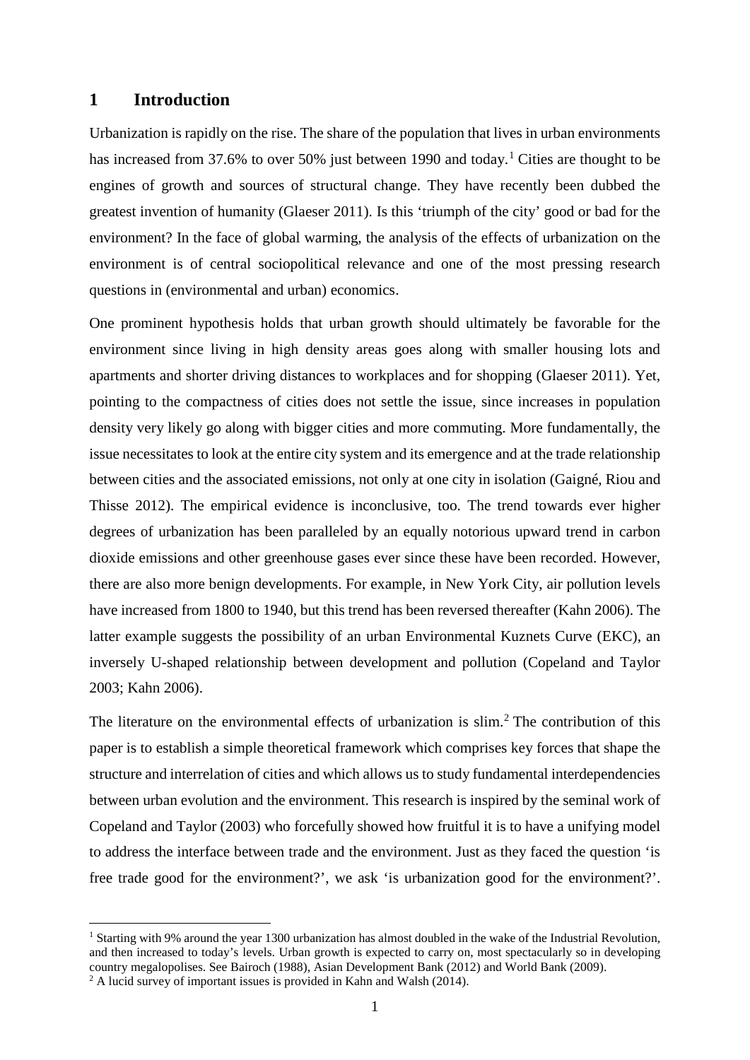# 1 Introduction

Urbanization is rapidly on the rise. The share of the population that lives in urban environments has increased from 37.6% to over 50% just between 1990 and today.[1] Cities are thought to be engines of growth and sources of structural change. They have recently been dubbed the greatest invention of humanity (Glaeser 2011). Is this 'triumph of the city' good or bad for the environment? In the face of global warming, the analysis of the effects of urbanization on the environment is of central sociopolitical relevance and one of the most pressing research questions in (environmental and urban) economics.

One prominent hypothesis holds that urban growth should ultimately be favorable for the environment since living in high density areas goes along with smaller housing lots and apartments and shorter driving distances to workplaces and for shopping (Glaeser 2011). Yet, pointing to the compactness of cities does not settle the issue, since increases in population density very likely go along with bigger cities and more commuting. More fundamentally, the issue necessitates to look at the entire city system and its emergence and at the trade relationship between cities and the associated emissions, not only at one city in isolation (Gaigné, Riou and Thisse 2012). The empirical evidence is inconclusive, too. The trend towards ever higher degrees of urbanization has been paralleled by an equally notorious upward trend in carbon dioxide emissions and other greenhouse gases ever since these have been recorded. However, there are also more benign developments. For example, in New York City, air pollution levels have increased from 1800 to 1940, but this trend has been reversed thereafter (Kahn 2006). The latter example suggests the possibility of an urban Environmental Kuznets Curve (EKC), an inversely U-shaped relationship between development and pollution (Copeland and Taylor 2003; Kahn 2006).

The literature on the environmental effects of urbanization is slim.[2] The contribution of this paper is to establish a simple theoretical framework which comprises key forces that shape the structure and interrelation of cities and which allows us to study fundamental interdependencies between urban evolution and the environment. This research is inspired by the seminal work of Copeland and Taylor (2003) who forcefully showed how fruitful it is to have a unifying model to address the interface between trade and the environment. Just as they faced the question 'is free trade good for the environment?', we ask 'is urbanization good for the environment?'.

[1] Starting with 9% around the year 1300 urbanization has almost doubled in the wake of the Industrial Revolution, and then increased to today's levels. Urban growth is expected to carry on, most spectacularly so in developing country megalopolises. See Bairoch (1988), Asian Development Bank (2012) and World Bank (2009).

[2] A lucid survey of important issues is provided in Kahn and Walsh (2014).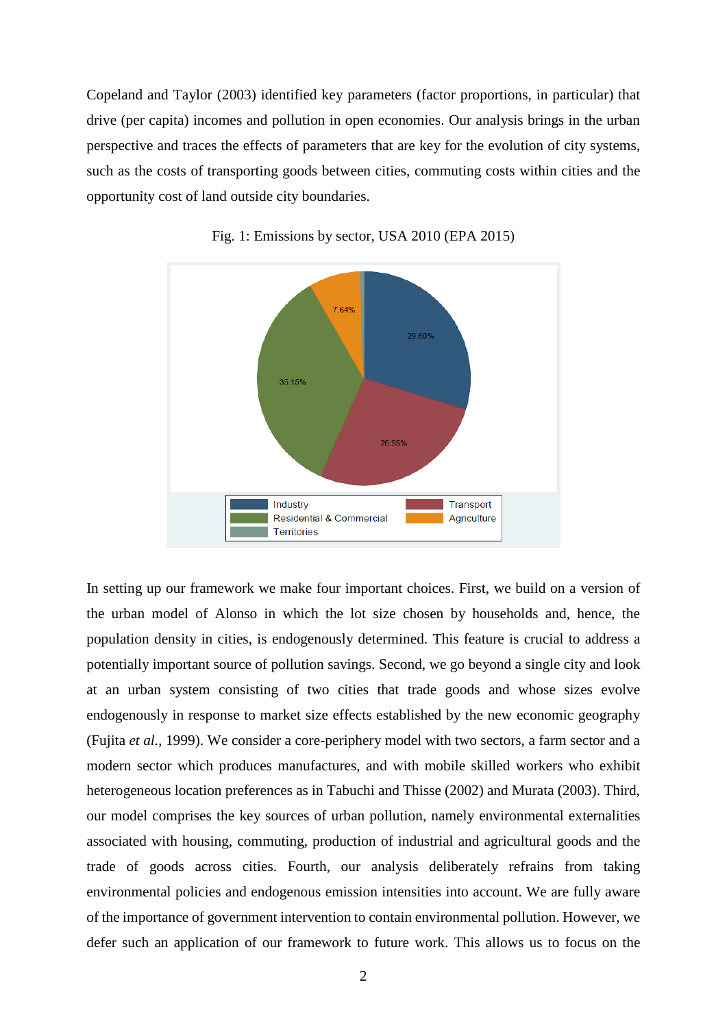Copeland and Taylor (2003) identified key parameters (factor proportions, in particular) that drive (per capita) incomes and pollution in open economies. Our analysis brings in the urban perspective and traces the effects of parameters that are key for the evolution of city systems, such as the costs of transporting goods between cities, commuting costs within cities and the opportunity cost of land outside city boundaries.

Fig. 1: Emissions by sector, USA 2010 (EPA 2015)

In setting up our framework we make four important choices. First, we build on a version of the urban model of Alonso in which the lot size chosen by households and, hence, the population density in cities, is endogenously determined. This feature is crucial to address a potentially important source of pollution savings. Second, we go beyond a single city and look at an urban system consisting of two cities that trade goods and whose sizes evolve endogenously in response to market size effects established by the new economic geography (Fujita *et al.*, 1999). We consider a core-periphery model with two sectors, a farm sector and a modern sector which produces manufactures, and with mobile skilled workers who exhibit heterogeneous location preferences as in Tabuchi and Thisse (2002) and Murata (2003). Third, our model comprises the key sources of urban pollution, namely environmental externalities associated with housing, commuting, production of industrial and agricultural goods and the trade of goods across cities. Fourth, our analysis deliberately refrains from taking environmental policies and endogenous emission intensities into account. We are fully aware of the importance of government intervention to contain environmental pollution. However, we defer such an application of our framework to future work. This allows us to focus on the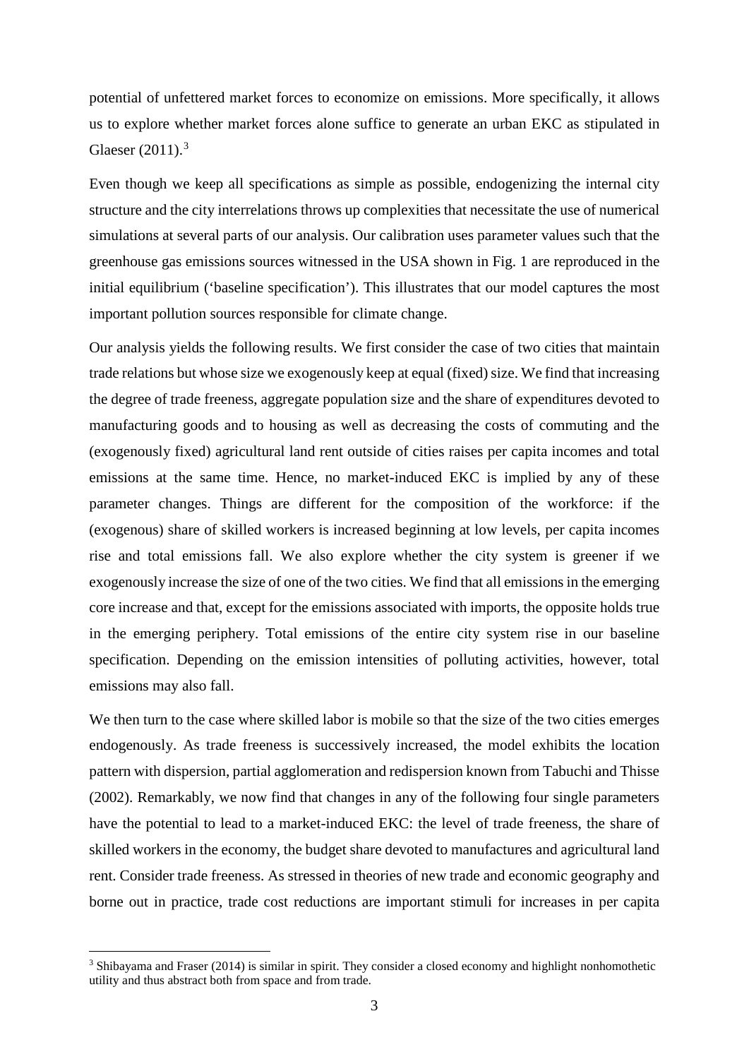potential of unfettered market forces to economize on emissions. More specifically, it allows us to explore whether market forces alone suffice to generate an urban EKC as stipulated in Glaeser (2011).[3]

Even though we keep all specifications as simple as possible, endogenizing the internal city structure and the city interrelations throws up complexities that necessitate the use of numerical simulations at several parts of our analysis. Our calibration uses parameter values such that the greenhouse gas emissions sources witnessed in the USA shown in Fig. 1 are reproduced in the initial equilibrium ('baseline specification'). This illustrates that our model captures the most important pollution sources responsible for climate change.

Our analysis yields the following results. We first consider the case of two cities that maintain trade relations but whose size we exogenously keep at equal (fixed) size. We find that increasing the degree of trade freeness, aggregate population size and the share of expenditures devoted to manufacturing goods and to housing as well as decreasing the costs of commuting and the (exogenously fixed) agricultural land rent outside of cities raises per capita incomes and total emissions at the same time. Hence, no market-induced EKC is implied by any of these parameter changes. Things are different for the composition of the workforce: if the (exogenous) share of skilled workers is increased beginning at low levels, per capita incomes rise and total emissions fall. We also explore whether the city system is greener if we exogenously increase the size of one of the two cities. We find that all emissions in the emerging core increase and that, except for the emissions associated with imports, the opposite holds true in the emerging periphery. Total emissions of the entire city system rise in our baseline specification. Depending on the emission intensities of polluting activities, however, total emissions may also fall.

We then turn to the case where skilled labor is mobile so that the size of the two cities emerges endogenously. As trade freeness is successively increased, the model exhibits the location pattern with dispersion, partial agglomeration and redispersion known from Tabuchi and Thisse (2002). Remarkably, we now find that changes in any of the following four single parameters have the potential to lead to a market-induced EKC: the level of trade freeness, the share of skilled workers in the economy, the budget share devoted to manufactures and agricultural land rent. Consider trade freeness. As stressed in theories of new trade and economic geography and borne out in practice, trade cost reductions are important stimuli for increases in per capita

[3] Shibayama and Fraser (2014) is similar in spirit. They consider a closed economy and highlight nonhomothetic utility and thus abstract both from space and from trade.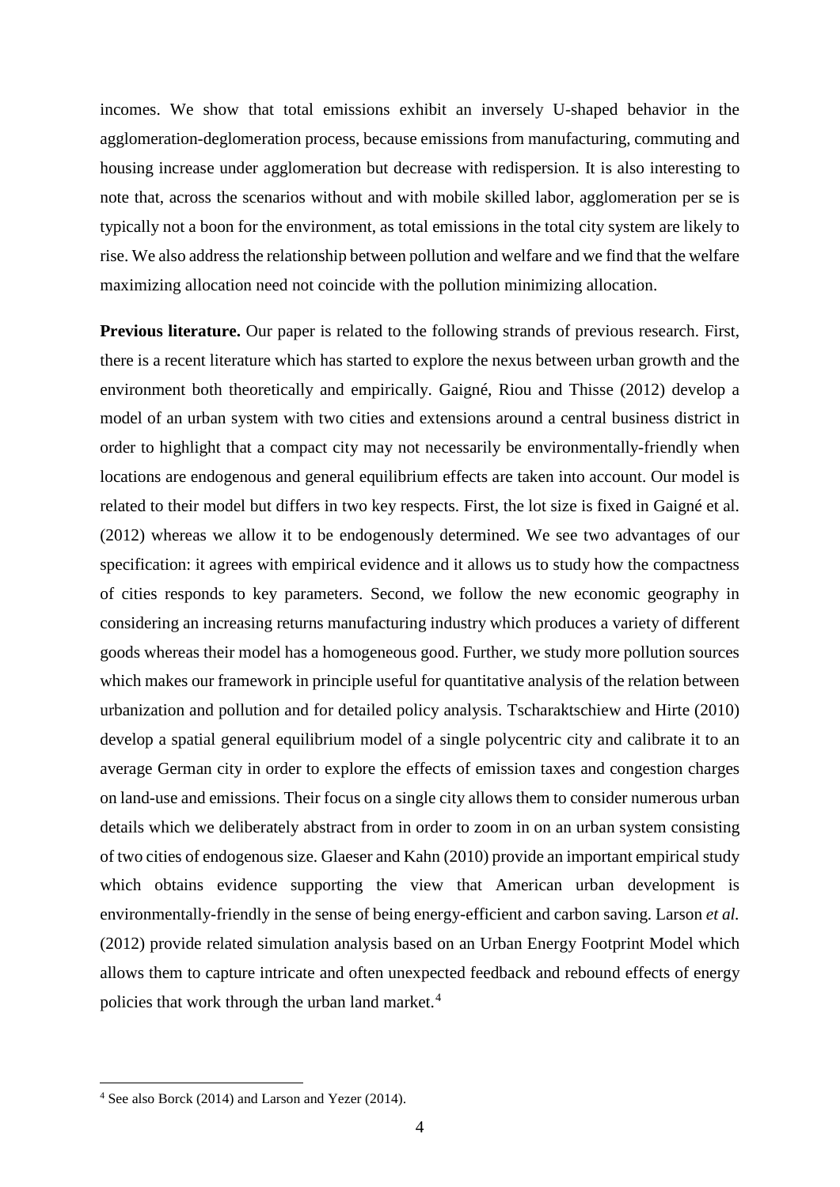incomes. We show that total emissions exhibit an inversely U-shaped behavior in the agglomeration-deglomeration process, because emissions from manufacturing, commuting and housing increase under agglomeration but decrease with redispersion. It is also interesting to note that, across the scenarios without and with mobile skilled labor, agglomeration per se is typically not a boon for the environment, as total emissions in the total city system are likely to rise. We also address the relationship between pollution and welfare and we find that the welfare maximizing allocation need not coincide with the pollution minimizing allocation.

**Previous literature.** Our paper is related to the following strands of previous research. First, there is a recent literature which has started to explore the nexus between urban growth and the environment both theoretically and empirically. Gaigné, Riou and Thisse (2012) develop a model of an urban system with two cities and extensions around a central business district in order to highlight that a compact city may not necessarily be environmentally-friendly when locations are endogenous and general equilibrium effects are taken into account. Our model is related to their model but differs in two key respects. First, the lot size is fixed in Gaigné et al. (2012) whereas we allow it to be endogenously determined. We see two advantages of our specification: it agrees with empirical evidence and it allows us to study how the compactness of cities responds to key parameters. Second, we follow the new economic geography in considering an increasing returns manufacturing industry which produces a variety of different goods whereas their model has a homogeneous good. Further, we study more pollution sources which makes our framework in principle useful for quantitative analysis of the relation between urbanization and pollution and for detailed policy analysis. Tscharaktschiew and Hirte (2010) develop a spatial general equilibrium model of a single polycentric city and calibrate it to an average German city in order to explore the effects of emission taxes and congestion charges on land-use and emissions. Their focus on a single city allows them to consider numerous urban details which we deliberately abstract from in order to zoom in on an urban system consisting of two cities of endogenous size. Glaeser and Kahn (2010) provide an important empirical study which obtains evidence supporting the view that American urban development is environmentally-friendly in the sense of being energy-efficient and carbon saving. Larson *et al.* (2012) provide related simulation analysis based on an Urban Energy Footprint Model which allows them to capture intricate and often unexpected feedback and rebound effects of energy policies that work through the urban land market.[4]

[4] See also Borck (2014) and Larson and Yezer (2014).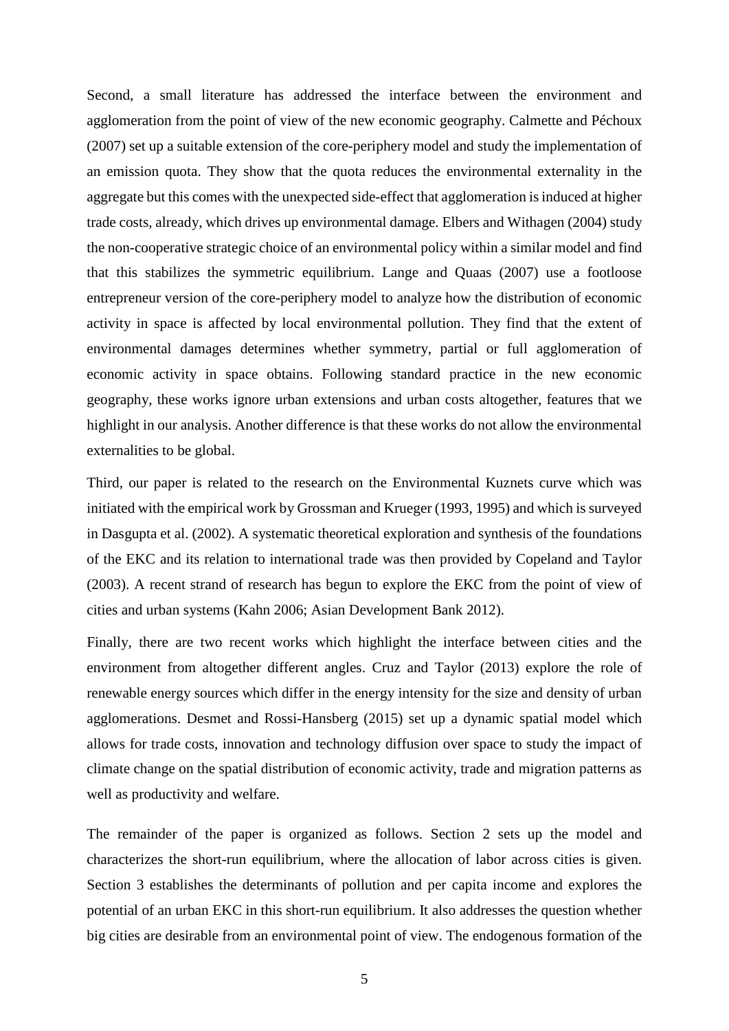Second, a small literature has addressed the interface between the environment and agglomeration from the point of view of the new economic geography. Calmette and Péchoux (2007) set up a suitable extension of the core-periphery model and study the implementation of an emission quota. They show that the quota reduces the environmental externality in the aggregate but this comes with the unexpected side-effect that agglomeration is induced at higher trade costs, already, which drives up environmental damage. Elbers and Withagen (2004) study the non-cooperative strategic choice of an environmental policy within a similar model and find that this stabilizes the symmetric equilibrium. Lange and Quaas (2007) use a footloose entrepreneur version of the core-periphery model to analyze how the distribution of economic activity in space is affected by local environmental pollution. They find that the extent of environmental damages determines whether symmetry, partial or full agglomeration of economic activity in space obtains. Following standard practice in the new economic geography, these works ignore urban extensions and urban costs altogether, features that we highlight in our analysis. Another difference is that these works do not allow the environmental externalities to be global.

Third, our paper is related to the research on the Environmental Kuznets curve which was initiated with the empirical work by Grossman and Krueger (1993, 1995) and which is surveyed in Dasgupta et al. (2002). A systematic theoretical exploration and synthesis of the foundations of the EKC and its relation to international trade was then provided by Copeland and Taylor (2003). A recent strand of research has begun to explore the EKC from the point of view of cities and urban systems (Kahn 2006; Asian Development Bank 2012).

Finally, there are two recent works which highlight the interface between cities and the environment from altogether different angles. Cruz and Taylor (2013) explore the role of renewable energy sources which differ in the energy intensity for the size and density of urban agglomerations. Desmet and Rossi-Hansberg (2015) set up a dynamic spatial model which allows for trade costs, innovation and technology diffusion over space to study the impact of climate change on the spatial distribution of economic activity, trade and migration patterns as well as productivity and welfare.

The remainder of the paper is organized as follows. Section 2 sets up the model and characterizes the short-run equilibrium, where the allocation of labor across cities is given. Section 3 establishes the determinants of pollution and per capita income and explores the potential of an urban EKC in this short-run equilibrium. It also addresses the question whether big cities are desirable from an environmental point of view. The endogenous formation of the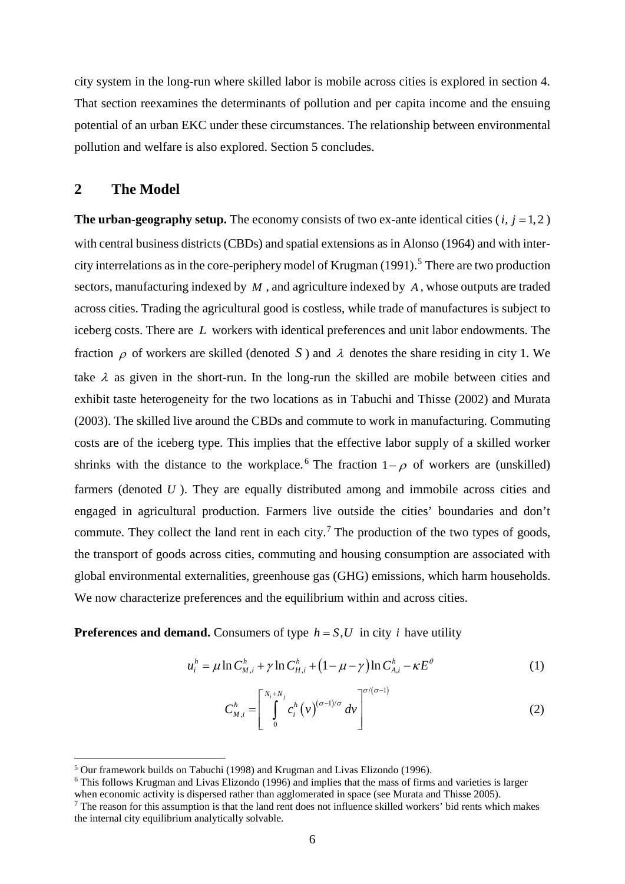city system in the long-run where skilled labor is mobile across cities is explored in section 4. That section reexamines the determinants of pollution and per capita income and the ensuing potential of an urban EKC under these circumstances. The relationship between environmental pollution and welfare is also explored. Section 5 concludes.

## 2 The Model

**The urban-geography setup.** The economy consists of two ex-ante identical cities ($i,\, j = 1, 2$) with central business districts (CBDs) and spatial extensions as in Alonso (1964) and with inter-city interrelations as in the core-periphery model of Krugman (1991).[5] There are two production sectors, manufacturing indexed by $M$, and agriculture indexed by $A$, whose outputs are traded across cities. Trading the agricultural good is costless, while trade of manufactures is subject to iceberg costs. There are $L$ workers with identical preferences and unit labor endowments. The fraction $\rho$ of workers are skilled (denoted $S$) and $\lambda$ denotes the share residing in city 1. We take $\lambda$ as given in the short-run. In the long-run the skilled are mobile between cities and exhibit taste heterogeneity for the two locations as in Tabuchi and Thisse (2002) and Murata (2003). The skilled live around the CBDs and commute to work in manufacturing. Commuting costs are of the iceberg type. This implies that the effective labor supply of a skilled worker shrinks with the distance to the workplace.[6] The fraction $1-\rho$ of workers are (unskilled) farmers (denoted $U$). They are equally distributed among and immobile across cities and engaged in agricultural production. Farmers live outside the cities' boundaries and don't commute. They collect the land rent in each city.[7] The production of the two types of goods, the transport of goods across cities, commuting and housing consumption are associated with global environmental externalities, greenhouse gas (GHG) emissions, which harm households. We now characterize preferences and the equilibrium within and across cities.

**Preferences and demand.** Consumers of type $h = S, U$ in city $i$ have utility

$$u_i^h = \mu \ln C_{M,i}^h + \gamma \ln C_{H,i}^h + \left(1-\mu-\gamma\right) \ln C_{A,i}^h - \kappa E^{\theta} \tag{1}$$

$$C_{M,i}^h = \left[ \int_0^{N_i+N_j} c_i^h\left(v\right)^{(\sigma-1)/\sigma} dv \right]^{\sigma/(\sigma-1)} \tag{2}$$

---

[5] Our framework builds on Tabuchi (1998) and Krugman and Livas Elizondo (1996).

[6] This follows Krugman and Livas Elizondo (1996) and implies that the mass of firms and varieties is larger when economic activity is dispersed rather than agglomerated in space (see Murata and Thisse 2005).

[7] The reason for this assumption is that the land rent does not influence skilled workers' bid rents which makes the internal city equilibrium analytically solvable.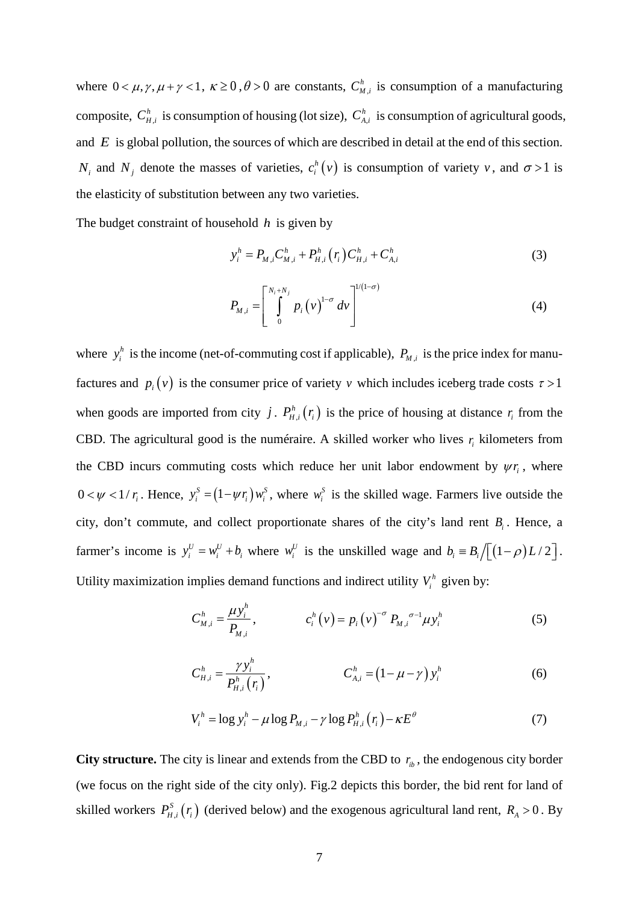where $0 < \mu, \gamma, \mu + \gamma < 1$, $\kappa \geq 0$, $\theta > 0$ are constants, $C_{M,i}^h$ is consumption of a manufacturing composite, $C_{H,i}^h$ is consumption of housing (lot size), $C_{A,i}^h$ is consumption of agricultural goods, and $E$ is global pollution, the sources of which are described in detail at the end of this section. $N_i$ and $N_j$ denote the masses of varieties, $c_i^h(v)$ is consumption of variety $v$, and $\sigma > 1$ is the elasticity of substitution between any two varieties.

The budget constraint of household $h$ is given by

$$y_i^h = P_{M,i} C_{M,i}^h + P_{H,i}^h(r_i) C_{H,i}^h + C_{A,i}^h \tag{3}$$

$$P_{M,i} = \left[ \int_0^{N_i + N_j} p_i(v)^{1-\sigma} dv \right]^{1/(1-\sigma)} \tag{4}$$

where $y_i^h$ is the income (net-of-commuting cost if applicable), $P_{M,i}$ is the price index for manufactures and $p_i(v)$ is the consumer price of variety $v$ which includes iceberg trade costs $\tau > 1$ when goods are imported from city $j$. $P_{H,i}^h(r_i)$ is the price of housing at distance $r_i$ from the CBD. The agricultural good is the numéraire. A skilled worker who lives $r_i$ kilometers from the CBD incurs commuting costs which reduce her unit labor endowment by $\psi r_i$, where $0 < \psi < 1/r_i$. Hence, $y_i^S = (1 - \psi r_i) w_i^S$, where $w_i^S$ is the skilled wage. Farmers live outside the city, don't commute, and collect proportionate shares of the city's land rent $B_i$. Hence, a farmer's income is $y_i^U = w_i^U + b_i$ where $w_i^U$ is the unskilled wage and $b_i \equiv B_i / \left[ (1-\rho) L/2 \right]$. Utility maximization implies demand functions and indirect utility $V_i^h$ given by:

$$C_{M,i}^h = \frac{\mu y_i^h}{P_{M,i}}, \qquad c_i^h(v) = p_i(v)^{-\sigma} P_{M,i}{}^{\sigma-1} \mu y_i^h \tag{5}$$

$$C_{H,i}^h = \frac{\gamma y_i^h}{P_{H,i}^h(r_i)}, \qquad C_{A,i}^h = (1 - \mu - \gamma) y_i^h \tag{6}$$

$$V_i^h = \log y_i^h - \mu \log P_{M,i} - \gamma \log P_{H,i}^h(r_i) - \kappa E^\theta \tag{7}$$

**City structure.** The city is linear and extends from the CBD to $r_{ib}$, the endogenous city border (we focus on the right side of the city only). Fig.2 depicts this border, the bid rent for land of skilled workers $P_{H,i}^S(r_i)$ (derived below) and the exogenous agricultural land rent, $R_A > 0$. By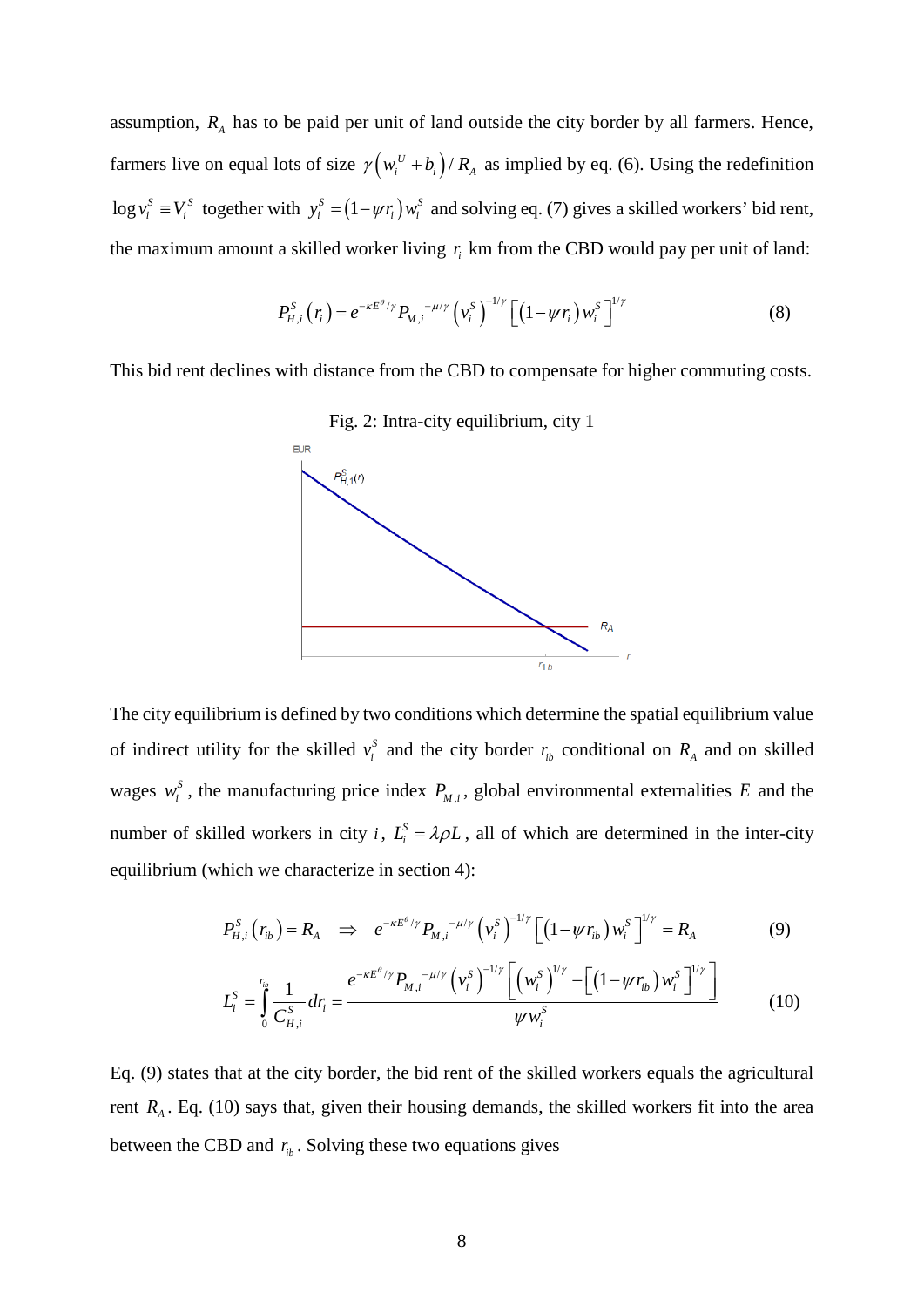assumption, $R_A$ has to be paid per unit of land outside the city border by all farmers. Hence, farmers live on equal lots of size $\gamma\left(w_i^U + b_i\right)/R_A$ as implied by eq. (6). Using the redefinition $\log v_i^S \equiv V_i^S$ together with $y_i^S = (1-\psi r_i) w_i^S$ and solving eq. (7) gives a skilled workers' bid rent, the maximum amount a skilled worker living $r_i$ km from the CBD would pay per unit of land:

$$P_{H,i}^S(r_i) = e^{-\kappa E^\theta/\gamma} P_{M,i}^{-\mu/\gamma} \left(v_i^S\right)^{-1/\gamma} \left[(1-\psi r_i) w_i^S\right]^{1/\gamma} \tag{8}$$

This bid rent declines with distance from the CBD to compensate for higher commuting costs.

Fig. 2: Intra-city equilibrium, city 1

The city equilibrium is defined by two conditions which determine the spatial equilibrium value of indirect utility for the skilled $v_i^S$ and the city border $r_{ib}$ conditional on $R_A$ and on skilled wages $w_i^S$, the manufacturing price index $P_{M,i}$, global environmental externalities $E$ and the number of skilled workers in city $i$, $L_i^S = \lambda\rho L$, all of which are determined in the inter-city equilibrium (which we characterize in section 4):

$$P_{H,i}^S(r_{ib}) = R_A \quad \Rightarrow \quad e^{-\kappa E^\theta/\gamma} P_{M,i}^{-\mu/\gamma} \left(v_i^S\right)^{-1/\gamma} \left[(1-\psi r_{ib}) w_i^S\right]^{1/\gamma} = R_A \tag{9}$$

$$L_i^S = \int_0^{r_{ib}} \frac{1}{C_{H,i}^S} dr_i = \frac{e^{-\kappa E^\theta/\gamma} P_{M,i}^{-\mu/\gamma} \left(v_i^S\right)^{-1/\gamma} \left[\left(w_i^S\right)^{1/\gamma} - \left[(1-\psi r_{ib}) w_i^S\right]^{1/\gamma}\right]}{\psi w_i^S} \tag{10}$$

Eq. (9) states that at the city border, the bid rent of the skilled workers equals the agricultural rent $R_A$. Eq. (10) says that, given their housing demands, the skilled workers fit into the area between the CBD and $r_{ib}$. Solving these two equations gives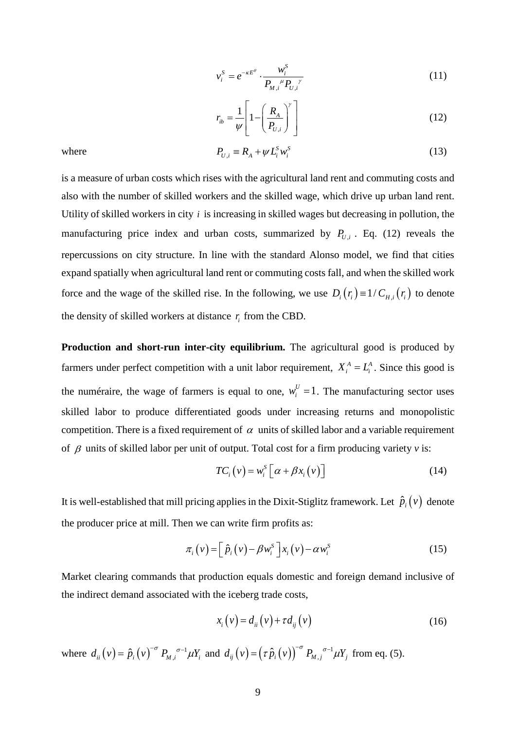$$v_i^S = e^{-\kappa E^\theta} \cdot \frac{w_i^S}{P_{M,i}{}^{\mu} P_{U,i}{}^{\gamma}} \tag{11}$$

$$r_{ib} = \frac{1}{\psi}\left[1 - \left(\frac{R_A}{P_{U,i}}\right)^{\gamma}\right] \tag{12}$$

where

$$P_{U,i} \equiv R_A + \psi L_i^S w_i^S \tag{13}$$

is a measure of urban costs which rises with the agricultural land rent and commuting costs and also with the number of skilled workers and the skilled wage, which drive up urban land rent. Utility of skilled workers in city $i$ is increasing in skilled wages but decreasing in pollution, the manufacturing price index and urban costs, summarized by $P_{U,i}$. Eq. (12) reveals the repercussions on city structure. In line with the standard Alonso model, we find that cities expand spatially when agricultural land rent or commuting costs fall, and when the skilled work force and the wage of the skilled rise. In the following, we use $D_i(r_i) \equiv 1/C_{H,i}(r_i)$ to denote the density of skilled workers at distance $r_i$ from the CBD.

**Production and short-run inter-city equilibrium.** The agricultural good is produced by farmers under perfect competition with a unit labor requirement, $X_i^A = L_i^A$. Since this good is the numéraire, the wage of farmers is equal to one, $w_i^U = 1$. The manufacturing sector uses skilled labor to produce differentiated goods under increasing returns and monopolistic competition. There is a fixed requirement of $\alpha$ units of skilled labor and a variable requirement of $\beta$ units of skilled labor per unit of output. Total cost for a firm producing variety *v* is:

$$TC_i(v) = w_i^S\left[\alpha + \beta x_i(v)\right] \tag{14}$$

It is well-established that mill pricing applies in the Dixit-Stiglitz framework. Let $\hat{p}_i(v)$ denote the producer price at mill. Then we can write firm profits as:

$$\pi_i(v) = \left[\hat{p}_i(v) - \beta w_i^S\right] x_i(v) - \alpha w_i^S \tag{15}$$

Market clearing commands that production equals domestic and foreign demand inclusive of the indirect demand associated with the iceberg trade costs,

$$x_i(v) = d_{ii}(v) + \tau d_{ij}(v) \tag{16}$$

where $d_{ii}(v) = \hat{p}_i(v)^{-\sigma} P_{M,i}{}^{\sigma-1} \mu Y_i$ and $d_{ij}(v) = \left(\tau \hat{p}_i(v)\right)^{-\sigma} P_{M,j}{}^{\sigma-1} \mu Y_j$ from eq. (5).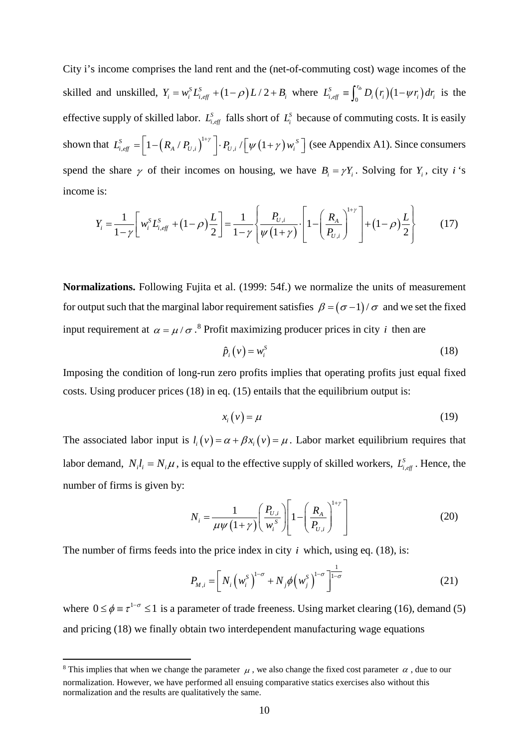City i's income comprises the land rent and the (net-of-commuting cost) wage incomes of the skilled and unskilled, $Y_i = w_i^S L_{i,eff}^S + (1-\rho)L/2 + B_i$ where $L_{i,eff}^S \equiv \int_0^{r_{ib}} D_i(r_i)(1-\psi r_i)\,dr_i$ is the effective supply of skilled labor. $L_{i,eff}^S$ falls short of $L_i^S$ because of commuting costs. It is easily shown that $L_{i,eff}^S = \left[1-(R_A/P_{U,i})^{1+\gamma}\right]\cdot P_{U,i}/\left[\psi(1+\gamma)w_i^S\right]$ (see Appendix A1). Since consumers spend the share $\gamma$ of their incomes on housing, we have $B_i = \gamma Y_i$. Solving for $Y_i$, city $i$ 's income is:

$$Y_i = \frac{1}{1-\gamma}\left[w_i^S L_{i,eff}^S + (1-\rho)\frac{L}{2}\right] = \frac{1}{1-\gamma}\left\{\frac{P_{U,i}}{\psi(1+\gamma)}\cdot\left[1-\left(\frac{R_A}{P_{U,i}}\right)^{1+\gamma}\right] + (1-\rho)\frac{L}{2}\right\} \tag{17}$$

**Normalizations.** Following Fujita et al. (1999: 54f.) we normalize the units of measurement for output such that the marginal labor requirement satisfies $\beta = (\sigma-1)/\sigma$ and we set the fixed input requirement at $\alpha = \mu/\sigma$.[8] Profit maximizing producer prices in city $i$ then are

$$\hat{p}_i(v) = w_i^S \tag{18}$$

Imposing the condition of long-run zero profits implies that operating profits just equal fixed costs. Using producer prices (18) in eq. (15) entails that the equilibrium output is:

$$x_i(v) = \mu \tag{19}$$

The associated labor input is $l_i(v) = \alpha + \beta x_i(v) = \mu$. Labor market equilibrium requires that labor demand, $N_i l_i = N_i \mu$, is equal to the effective supply of skilled workers, $L_{i,eff}^S$. Hence, the number of firms is given by:

$$N_i = \frac{1}{\mu\psi(1+\gamma)}\left(\frac{P_{U,i}}{w_i^S}\right)\left[1-\left(\frac{R_A}{P_{U,i}}\right)^{1+\gamma}\right] \tag{20}$$

The number of firms feeds into the price index in city $i$ which, using eq. (18), is:

$$P_{M,i} = \left[N_i\left(w_i^S\right)^{1-\sigma} + N_j\phi\left(w_j^S\right)^{1-\sigma}\right]^{\frac{1}{1-\sigma}} \tag{21}$$

where $0 \le \phi \equiv \tau^{1-\sigma} \le 1$ is a parameter of trade freeness. Using market clearing (16), demand (5) and pricing (18) we finally obtain two interdependent manufacturing wage equations

[8] This implies that when we change the parameter $\mu$, we also change the fixed cost parameter $\alpha$, due to our normalization. However, we have performed all ensuing comparative statics exercises also without this normalization and the results are qualitatively the same.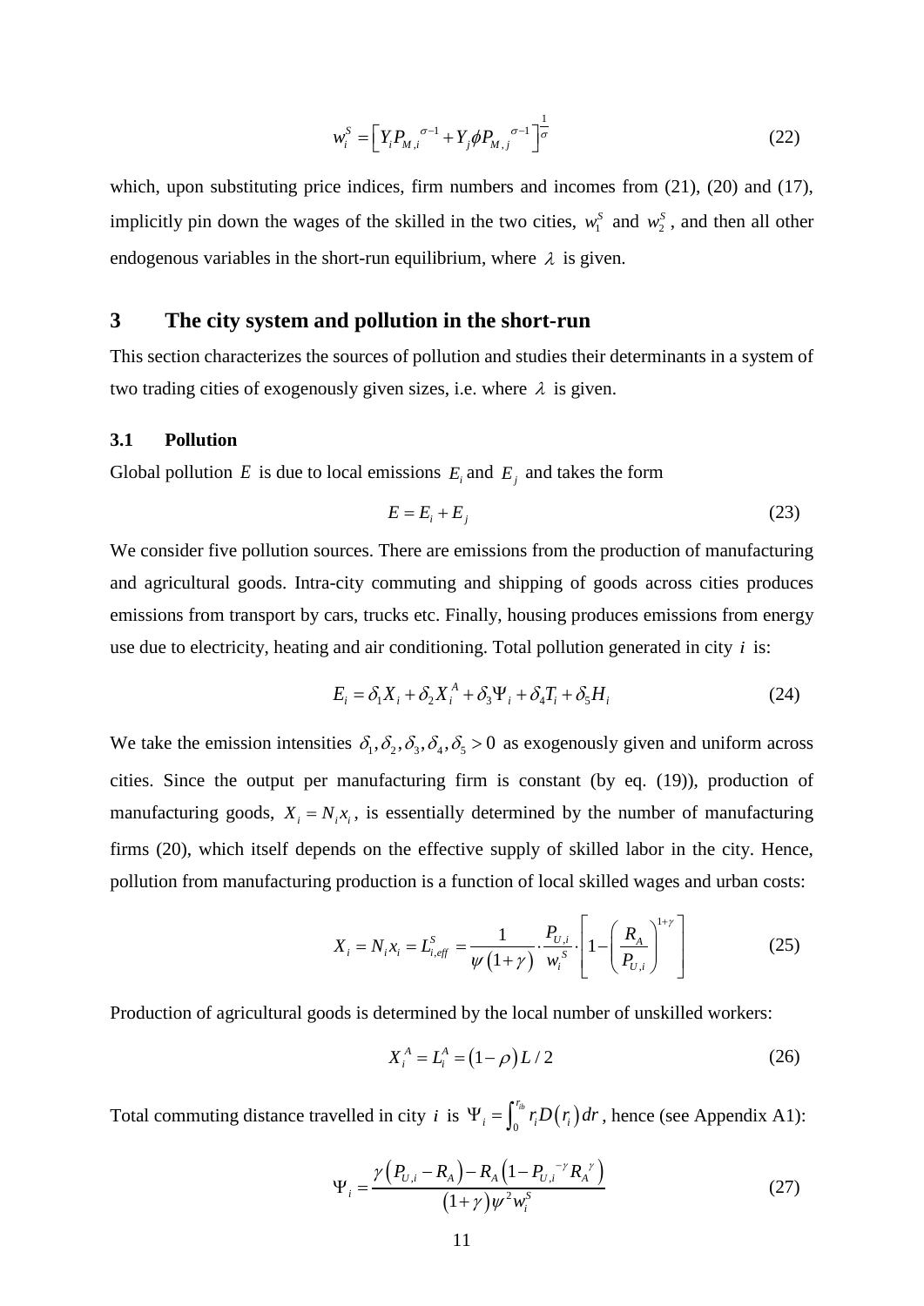$$w_i^S = \left[ Y_i P_{M,i}{}^{\sigma-1} + Y_j \phi P_{M,j}{}^{\sigma-1} \right]^{\frac{1}{\sigma}} \tag{22}$$

which, upon substituting price indices, firm numbers and incomes from (21), (20) and (17), implicitly pin down the wages of the skilled in the two cities, $w_1^S$ and $w_2^S$, and then all other endogenous variables in the short-run equilibrium, where $\lambda$ is given.

## 3 The city system and pollution in the short-run

This section characterizes the sources of pollution and studies their determinants in a system of two trading cities of exogenously given sizes, i.e. where $\lambda$ is given.

### 3.1 Pollution

Global pollution $E$ is due to local emissions $E_i$ and $E_j$ and takes the form

$$E = E_i + E_j \tag{23}$$

We consider five pollution sources. There are emissions from the production of manufacturing and agricultural goods. Intra-city commuting and shipping of goods across cities produces emissions from transport by cars, trucks etc. Finally, housing produces emissions from energy use due to electricity, heating and air conditioning. Total pollution generated in city $i$ is:

$$E_i = \delta_1 X_i + \delta_2 X_i^A + \delta_3 \Psi_i + \delta_4 T_i + \delta_5 H_i \tag{24}$$

We take the emission intensities $\delta_1, \delta_2, \delta_3, \delta_4, \delta_5 > 0$ as exogenously given and uniform across cities. Since the output per manufacturing firm is constant (by eq. (19)), production of manufacturing goods, $X_i = N_i x_i$, is essentially determined by the number of manufacturing firms (20), which itself depends on the effective supply of skilled labor in the city. Hence, pollution from manufacturing production is a function of local skilled wages and urban costs:

$$X_i = N_i x_i = L_{i,eff}^S = \frac{1}{\psi(1+\gamma)} \cdot \frac{P_{U,i}}{w_i^S} \cdot \left[ 1 - \left( \frac{R_A}{P_{U,i}} \right)^{1+\gamma} \right] \tag{25}$$

Production of agricultural goods is determined by the local number of unskilled workers:

$$X_i^A = L_i^A = (1-\rho) L / 2 \tag{26}$$

Total commuting distance travelled in city $i$ is $\Psi_i = \int_0^{r_{ib}} r_i D(r_i) dr$, hence (see Appendix A1):

$$\Psi_i = \frac{\gamma \left( P_{U,i} - R_A \right) - R_A \left( 1 - P_{U,i}{}^{-\gamma} R_A{}^{\gamma} \right)}{(1+\gamma) \psi^2 w_i^S} \tag{27}$$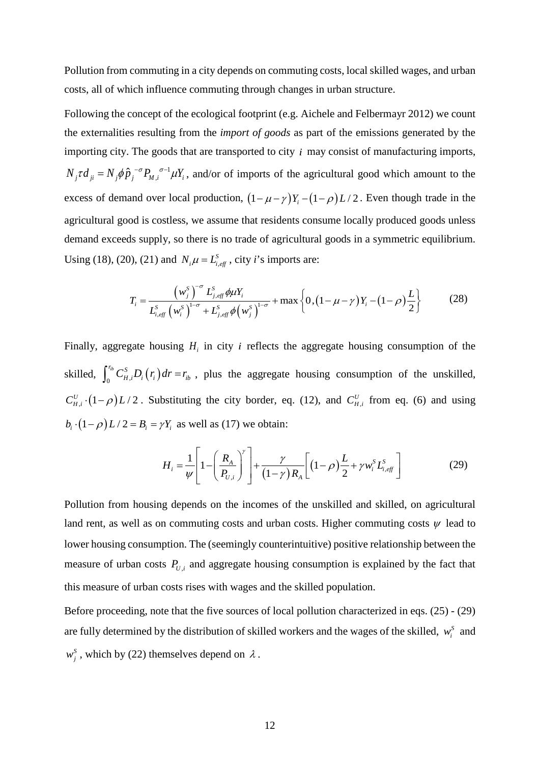Pollution from commuting in a city depends on commuting costs, local skilled wages, and urban costs, all of which influence commuting through changes in urban structure.

Following the concept of the ecological footprint (e.g. Aichele and Felbermayr 2012) we count the externalities resulting from the *import of goods* as part of the emissions generated by the importing city. The goods that are transported to city $i$ may consist of manufacturing imports, $N_j \tau d_{ji} = N_j \phi \hat{p}_j^{\,-\sigma} P_{M,i}^{\;\sigma-1} \mu Y_i$, and/or of imports of the agricultural good which amount to the excess of demand over local production, $(1-\mu-\gamma)Y_i - (1-\rho)L/2$. Even though trade in the agricultural good is costless, we assume that residents consume locally produced goods unless demand exceeds supply, so there is no trade of agricultural goods in a symmetric equilibrium. Using (18), (20), (21) and $N_i \mu = L_{i,eff}^S$, city *i*'s imports are:

$$T_i = \frac{\left(w_j^S\right)^{-\sigma} L_{j,eff}^S \phi \mu Y_i}{L_{i,eff}^S \left(w_i^S\right)^{1-\sigma} + L_{j,eff}^S \phi \left(w_j^S\right)^{1-\sigma}} + \max\left\{0, (1-\mu-\gamma)Y_i - (1-\rho)\frac{L}{2}\right\} \tag{28}$$

Finally, aggregate housing $H_i$ in city $i$ reflects the aggregate housing consumption of the skilled, $\int_0^{r_{ib}} C_{H,i}^S D_i(r_i)\,dr = r_{ib}$, plus the aggregate housing consumption of the unskilled, $C_{H,i}^U \cdot (1-\rho)L/2$. Substituting the city border, eq. (12), and $C_{H,i}^U$ from eq. (6) and using $b_i \cdot (1-\rho)L/2 = B_i = \gamma Y_i$ as well as (17) we obtain:

$$H_i = \frac{1}{\psi}\left[1 - \left(\frac{R_A}{P_{U,i}}\right)^{\gamma}\right] + \frac{\gamma}{(1-\gamma)R_A}\left[(1-\rho)\frac{L}{2} + \gamma w_i^S L_{i,eff}^S\right] \tag{29}$$

Pollution from housing depends on the incomes of the unskilled and skilled, on agricultural land rent, as well as on commuting costs and urban costs. Higher commuting costs $\psi$ lead to lower housing consumption. The (seemingly counterintuitive) positive relationship between the measure of urban costs $P_{U,i}$ and aggregate housing consumption is explained by the fact that this measure of urban costs rises with wages and the skilled population.

Before proceeding, note that the five sources of local pollution characterized in eqs. (25) - (29) are fully determined by the distribution of skilled workers and the wages of the skilled, $w_i^S$ and $w_j^S$, which by (22) themselves depend on $\lambda$.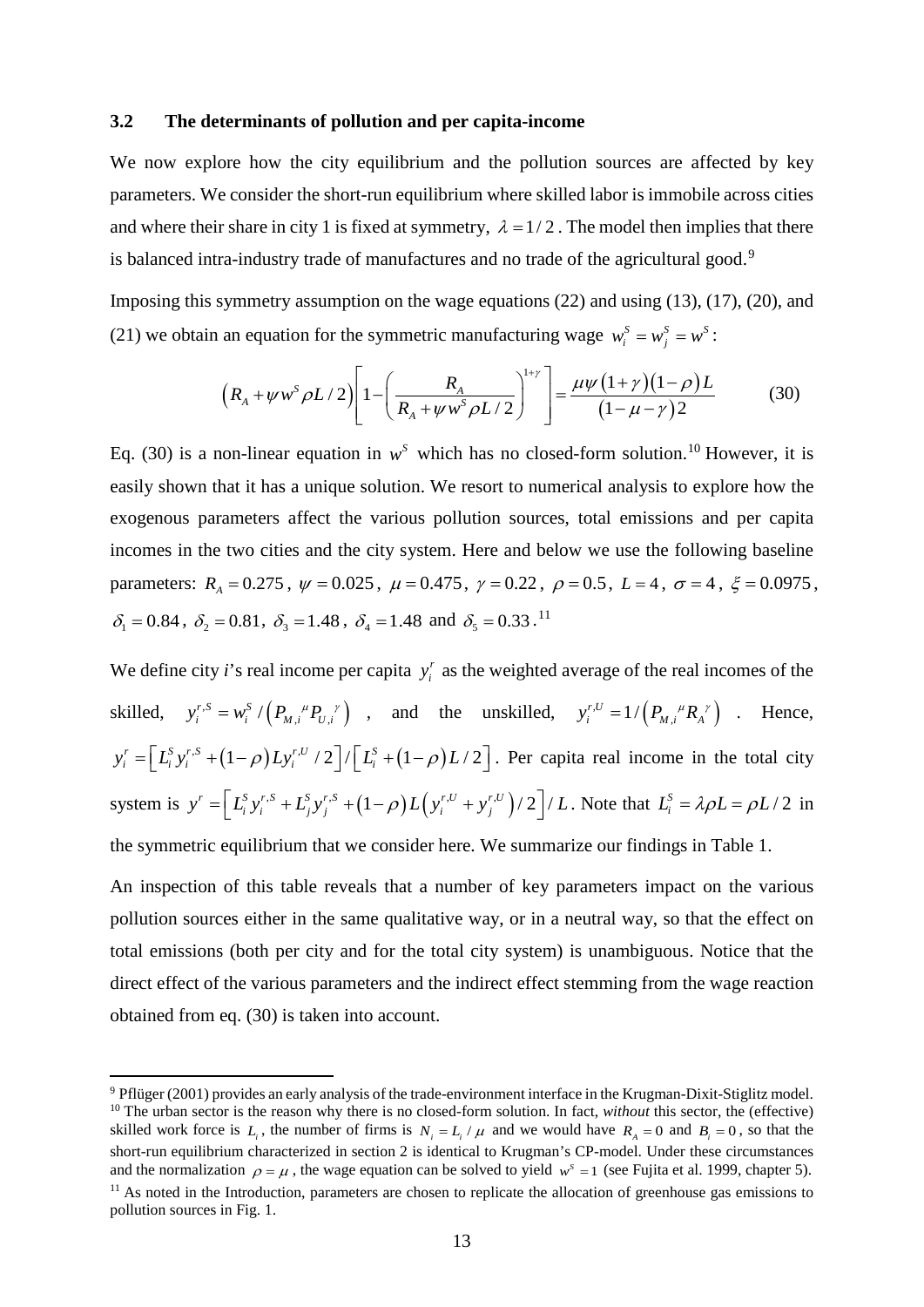### 3.2 The determinants of pollution and per capita-income

We now explore how the city equilibrium and the pollution sources are affected by key parameters. We consider the short-run equilibrium where skilled labor is immobile across cities and where their share in city 1 is fixed at symmetry, $\lambda = 1/2$. The model then implies that there is balanced intra-industry trade of manufactures and no trade of the agricultural good.[9]

Imposing this symmetry assumption on the wage equations (22) and using (13), (17), (20), and (21) we obtain an equation for the symmetric manufacturing wage $w_i^S = w_j^S = w^S$:

$$\left(R_A + \psi w^S \rho L/2\right)\left[1 - \left(\frac{R_A}{R_A + \psi w^S \rho L/2}\right)^{1+\gamma}\right] = \frac{\mu\psi(1+\gamma)(1-\rho)L}{(1-\mu-\gamma)2} \tag{30}$$

Eq. (30) is a non-linear equation in $w^S$ which has no closed-form solution.[10] However, it is easily shown that it has a unique solution. We resort to numerical analysis to explore how the exogenous parameters affect the various pollution sources, total emissions and per capita incomes in the two cities and the city system. Here and below we use the following baseline parameters: $R_A = 0.275$, $\psi = 0.025$, $\mu = 0.475$, $\gamma = 0.22$, $\rho = 0.5$, $L = 4$, $\sigma = 4$, $\xi = 0.0975$, $\delta_1 = 0.84$, $\delta_2 = 0.81$, $\delta_3 = 1.48$, $\delta_4 = 1.48$ and $\delta_5 = 0.33$.[11]

We define city *i*'s real income per capita $y_i^r$ as the weighted average of the real incomes of the skilled, $y_i^{r,S} = w_i^S / \left(P_{M,i}{}^{\mu} P_{U,i}{}^{\gamma}\right)$, and the unskilled, $y_i^{r,U} = 1/\left(P_{M,i}{}^{\mu} R_A{}^{\gamma}\right)$. Hence, $y_i^r = \left[L_i^S y_i^{r,S} + (1-\rho)L y_i^{r,U}/2\right] / \left[L_i^S + (1-\rho)L/2\right]$. Per capita real income in the total city system is $y^r = \left[L_i^S y_i^{r,S} + L_j^S y_j^{r,S} + (1-\rho)L\left(y_i^{r,U} + y_j^{r,U}\right)/2\right]/L$. Note that $L_i^S = \lambda\rho L = \rho L/2$ in the symmetric equilibrium that we consider here. We summarize our findings in Table 1.

An inspection of this table reveals that a number of key parameters impact on the various pollution sources either in the same qualitative way, or in a neutral way, so that the effect on total emissions (both per city and for the total city system) is unambiguous. Notice that the direct effect of the various parameters and the indirect effect stemming from the wage reaction obtained from eq. (30) is taken into account.

---

[9] Pflüger (2001) provides an early analysis of the trade-environment interface in the Krugman-Dixit-Stiglitz model.

[10] The urban sector is the reason why there is no closed-form solution. In fact, *without* this sector, the (effective) skilled work force is $L_i$, the number of firms is $N_i = L_i/\mu$ and we would have $R_A = 0$ and $B_i = 0$, so that the short-run equilibrium characterized in section 2 is identical to Krugman's CP-model. Under these circumstances and the normalization $\rho = \mu$, the wage equation can be solved to yield $w^S = 1$ (see Fujita et al. 1999, chapter 5).

[11] As noted in the Introduction, parameters are chosen to replicate the allocation of greenhouse gas emissions to pollution sources in Fig. 1.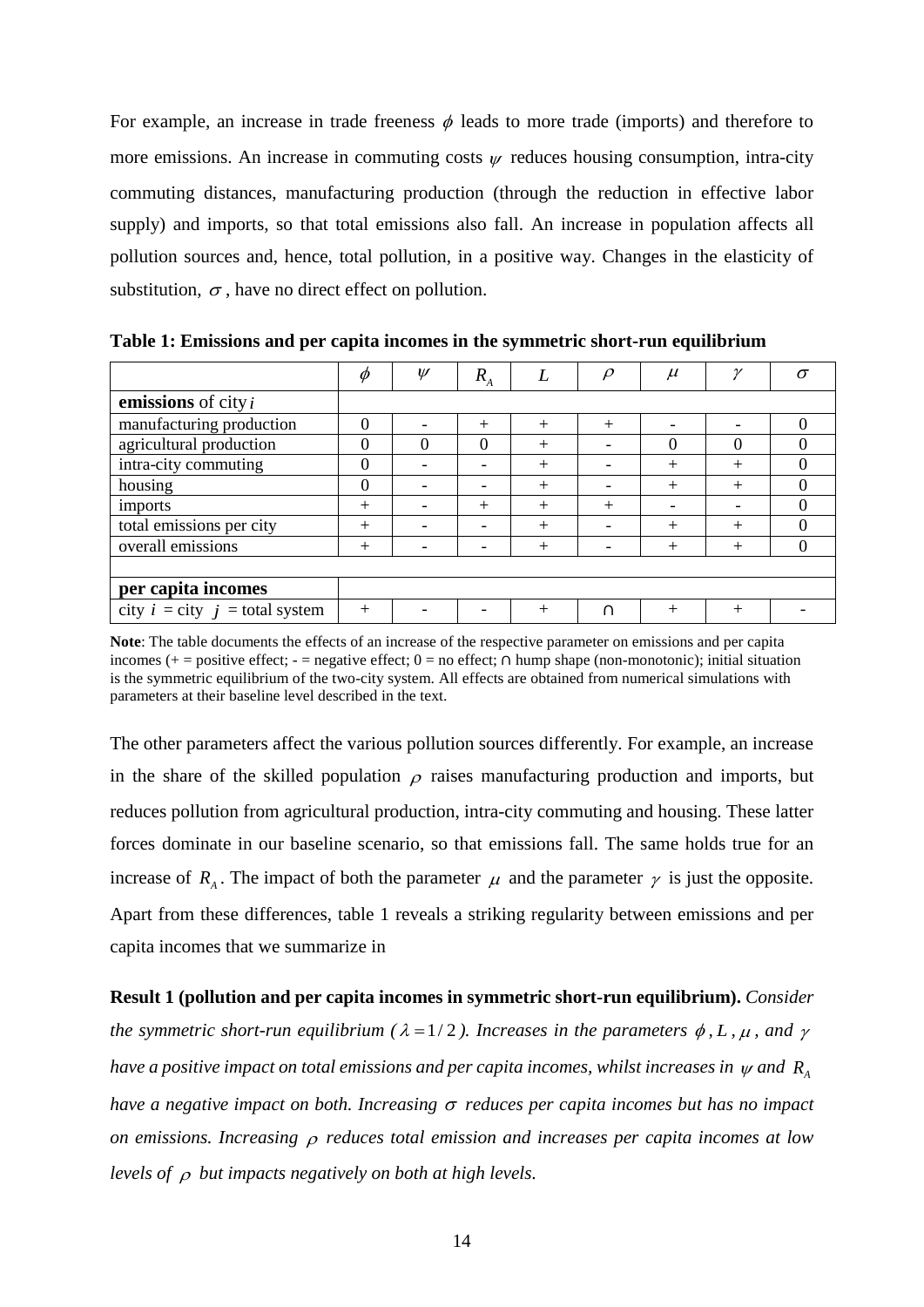For example, an increase in trade freeness $\phi$ leads to more trade (imports) and therefore to more emissions. An increase in commuting costs $\psi$ reduces housing consumption, intra-city commuting distances, manufacturing production (through the reduction in effective labor supply) and imports, so that total emissions also fall. An increase in population affects all pollution sources and, hence, total pollution, in a positive way. Changes in the elasticity of substitution, $\sigma$, have no direct effect on pollution.

**Table 1: Emissions and per capita incomes in the symmetric short-run equilibrium**

| | $\phi$ | $\psi$ | $R_A$ | $L$ | $\rho$ | $\mu$ | $\gamma$ | $\sigma$ |
|---|---|---|---|---|---|---|---|---|
| **emissions** of city $i$ | | | | | | | | |
| manufacturing production | 0 | - | + | + | + | - | - | 0 |
| agricultural production | 0 | 0 | 0 | + | - | 0 | 0 | 0 |
| intra-city commuting | 0 | - | - | + | - | + | + | 0 |
| housing | 0 | - | - | + | - | + | + | 0 |
| imports | + | - | + | + | + | - | - | 0 |
| total emissions per city | + | - | - | + | - | + | + | 0 |
| overall emissions | + | - | - | + | - | + | + | 0 |
| | | | | | | | | |
| **per capita incomes** | | | | | | | | |
| city $i$ = city $j$ = total system | + | - | - | + | ∩ | + | + | - |

**Note**: The table documents the effects of an increase of the respective parameter on emissions and per capita incomes (+ = positive effect; - = negative effect; 0 = no effect; ∩ hump shape (non-monotonic); initial situation is the symmetric equilibrium of the two-city system. All effects are obtained from numerical simulations with parameters at their baseline level described in the text.

The other parameters affect the various pollution sources differently. For example, an increase in the share of the skilled population $\rho$ raises manufacturing production and imports, but reduces pollution from agricultural production, intra-city commuting and housing. These latter forces dominate in our baseline scenario, so that emissions fall. The same holds true for an increase of $R_A$. The impact of both the parameter $\mu$ and the parameter $\gamma$ is just the opposite. Apart from these differences, table 1 reveals a striking regularity between emissions and per capita incomes that we summarize in

**Result 1 (pollution and per capita incomes in symmetric short-run equilibrium).** *Consider the symmetric short-run equilibrium ($\lambda = 1/2$). Increases in the parameters $\phi$, $L$, $\mu$, and $\gamma$ have a positive impact on total emissions and per capita incomes, whilst increases in $\psi$ and $R_A$ have a negative impact on both. Increasing $\sigma$ reduces per capita incomes but has no impact on emissions. Increasing $\rho$ reduces total emission and increases per capita incomes at low levels of $\rho$ but impacts negatively on both at high levels.*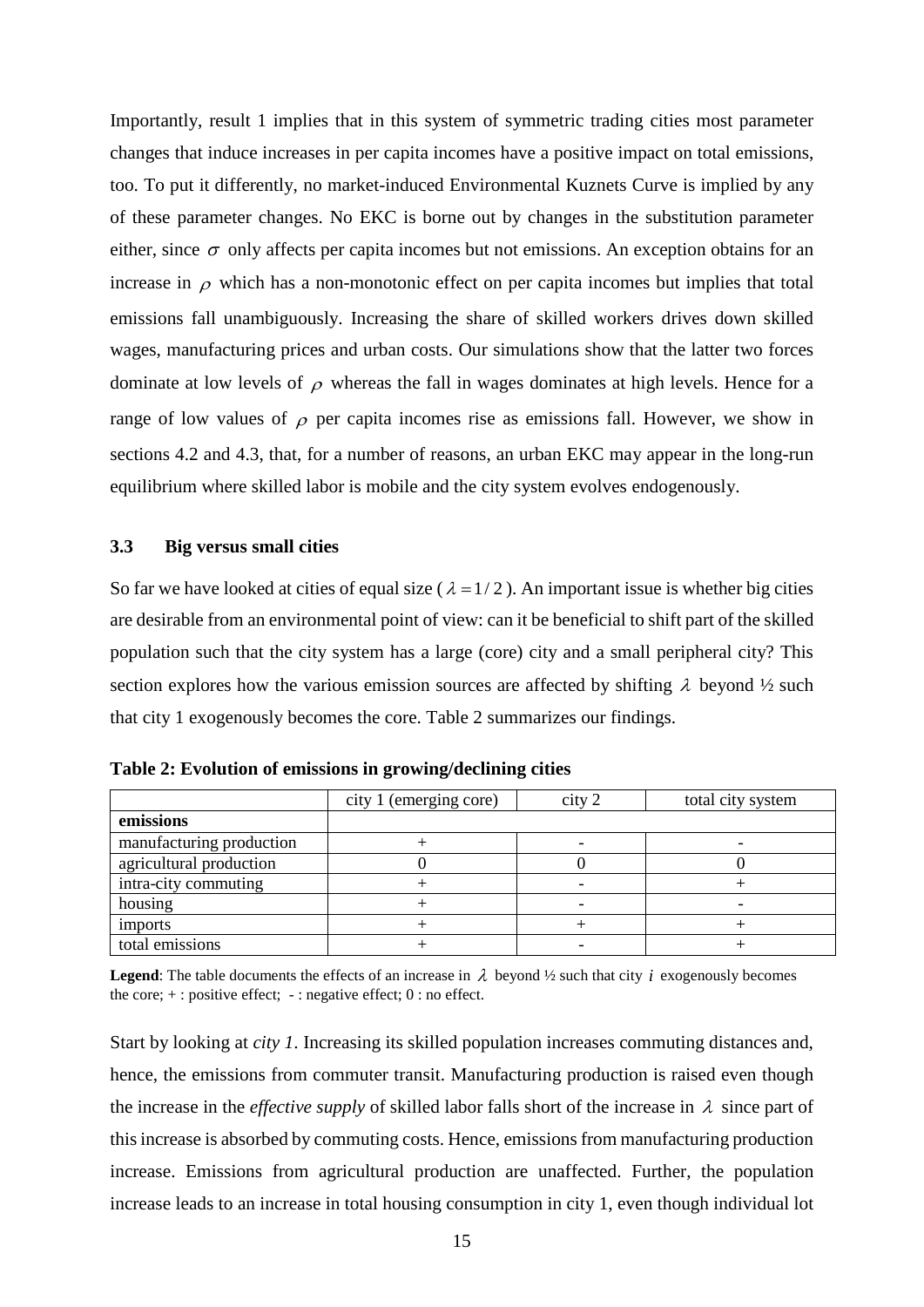Importantly, result 1 implies that in this system of symmetric trading cities most parameter changes that induce increases in per capita incomes have a positive impact on total emissions, too. To put it differently, no market-induced Environmental Kuznets Curve is implied by any of these parameter changes. No EKC is borne out by changes in the substitution parameter either, since $\sigma$ only affects per capita incomes but not emissions. An exception obtains for an increase in $\rho$ which has a non-monotonic effect on per capita incomes but implies that total emissions fall unambiguously. Increasing the share of skilled workers drives down skilled wages, manufacturing prices and urban costs. Our simulations show that the latter two forces dominate at low levels of $\rho$ whereas the fall in wages dominates at high levels. Hence for a range of low values of $\rho$ per capita incomes rise as emissions fall. However, we show in sections 4.2 and 4.3, that, for a number of reasons, an urban EKC may appear in the long-run equilibrium where skilled labor is mobile and the city system evolves endogenously.

### 3.3 Big versus small cities

So far we have looked at cities of equal size ($\lambda = 1/2$). An important issue is whether big cities are desirable from an environmental point of view: can it be beneficial to shift part of the skilled population such that the city system has a large (core) city and a small peripheral city? This section explores how the various emission sources are affected by shifting $\lambda$ beyond ½ such that city 1 exogenously becomes the core. Table 2 summarizes our findings.

**Table 2: Evolution of emissions in growing/declining cities**

| | city 1 (emerging core) | city 2 | total city system |
|---|---|---|---|
| **emissions** | | | |
| manufacturing production | + | - | - |
| agricultural production | 0 | 0 | 0 |
| intra-city commuting | + | - | + |
| housing | + | - | - |
| imports | + | + | + |
| total emissions | + | - | + |

**Legend**: The table documents the effects of an increase in $\lambda$ beyond ½ such that city $i$ exogenously becomes the core; + : positive effect; - : negative effect; 0 : no effect.

Start by looking at *city 1*. Increasing its skilled population increases commuting distances and, hence, the emissions from commuter transit. Manufacturing production is raised even though the increase in the *effective supply* of skilled labor falls short of the increase in $\lambda$ since part of this increase is absorbed by commuting costs. Hence, emissions from manufacturing production increase. Emissions from agricultural production are unaffected. Further, the population increase leads to an increase in total housing consumption in city 1, even though individual lot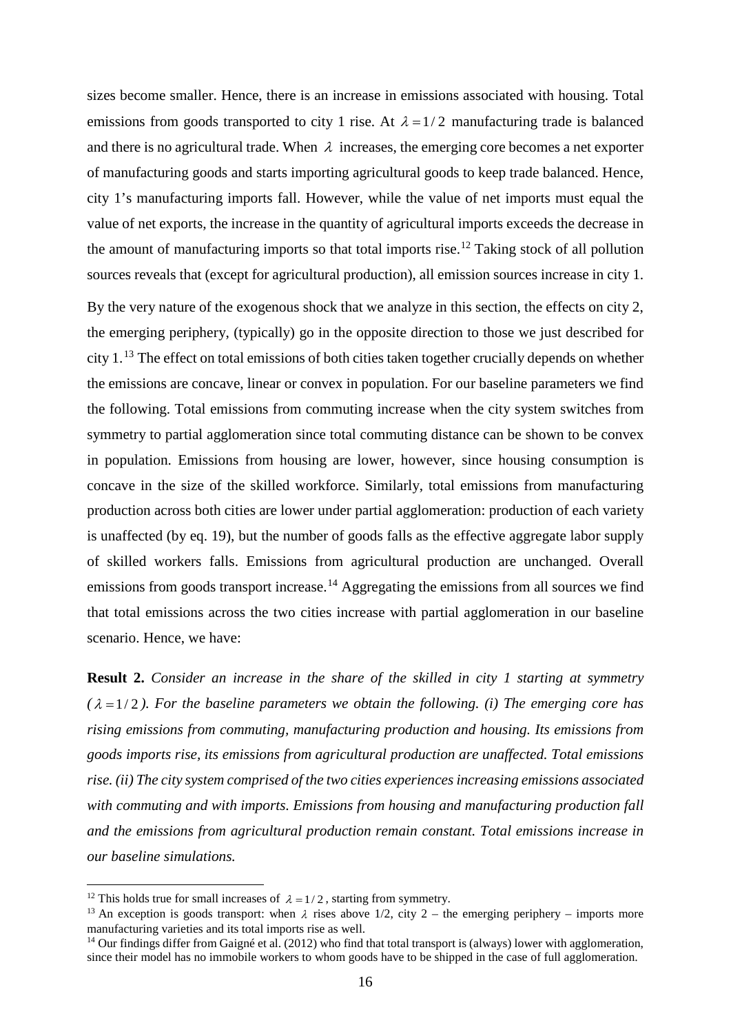sizes become smaller. Hence, there is an increase in emissions associated with housing. Total emissions from goods transported to city 1 rise. At $\lambda = 1/2$ manufacturing trade is balanced and there is no agricultural trade. When $\lambda$ increases, the emerging core becomes a net exporter of manufacturing goods and starts importing agricultural goods to keep trade balanced. Hence, city 1's manufacturing imports fall. However, while the value of net imports must equal the value of net exports, the increase in the quantity of agricultural imports exceeds the decrease in the amount of manufacturing imports so that total imports rise.[12] Taking stock of all pollution sources reveals that (except for agricultural production), all emission sources increase in city 1.

By the very nature of the exogenous shock that we analyze in this section, the effects on city 2, the emerging periphery, (typically) go in the opposite direction to those we just described for city 1.[13] The effect on total emissions of both cities taken together crucially depends on whether the emissions are concave, linear or convex in population. For our baseline parameters we find the following. Total emissions from commuting increase when the city system switches from symmetry to partial agglomeration since total commuting distance can be shown to be convex in population. Emissions from housing are lower, however, since housing consumption is concave in the size of the skilled workforce. Similarly, total emissions from manufacturing production across both cities are lower under partial agglomeration: production of each variety is unaffected (by eq. 19), but the number of goods falls as the effective aggregate labor supply of skilled workers falls. Emissions from agricultural production are unchanged. Overall emissions from goods transport increase.[14] Aggregating the emissions from all sources we find that total emissions across the two cities increase with partial agglomeration in our baseline scenario. Hence, we have:

**Result 2.** *Consider an increase in the share of the skilled in city 1 starting at symmetry ($\lambda = 1/2$). For the baseline parameters we obtain the following. (i) The emerging core has rising emissions from commuting, manufacturing production and housing. Its emissions from goods imports rise, its emissions from agricultural production are unaffected. Total emissions rise. (ii) The city system comprised of the two cities experiences increasing emissions associated with commuting and with imports. Emissions from housing and manufacturing production fall and the emissions from agricultural production remain constant. Total emissions increase in our baseline simulations.*

---

[12] This holds true for small increases of $\lambda = 1/2$, starting from symmetry.

[13] An exception is goods transport: when $\lambda$ rises above 1/2, city 2 – the emerging periphery – imports more manufacturing varieties and its total imports rise as well.

[14] Our findings differ from Gaigné et al. (2012) who find that total transport is (always) lower with agglomeration, since their model has no immobile workers to whom goods have to be shipped in the case of full agglomeration.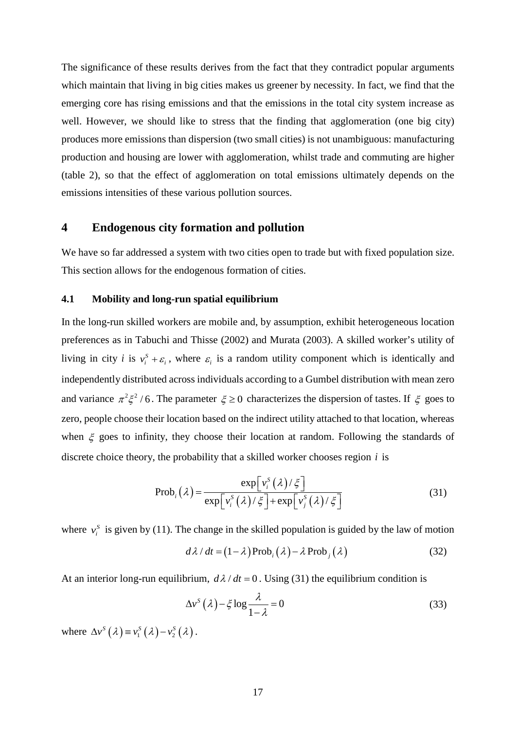The significance of these results derives from the fact that they contradict popular arguments which maintain that living in big cities makes us greener by necessity. In fact, we find that the emerging core has rising emissions and that the emissions in the total city system increase as well. However, we should like to stress that the finding that agglomeration (one big city) produces more emissions than dispersion (two small cities) is not unambiguous: manufacturing production and housing are lower with agglomeration, whilst trade and commuting are higher (table 2), so that the effect of agglomeration on total emissions ultimately depends on the emissions intensities of these various pollution sources.

# 4 Endogenous city formation and pollution

We have so far addressed a system with two cities open to trade but with fixed population size. This section allows for the endogenous formation of cities.

## 4.1 Mobility and long-run spatial equilibrium

In the long-run skilled workers are mobile and, by assumption, exhibit heterogeneous location preferences as in Tabuchi and Thisse (2002) and Murata (2003). A skilled worker's utility of living in city $i$ is $v_i^S + \varepsilon_i$, where $\varepsilon_i$ is a random utility component which is identically and independently distributed across individuals according to a Gumbel distribution with mean zero and variance $\pi^2\xi^2/6$. The parameter $\xi \geq 0$ characterizes the dispersion of tastes. If $\xi$ goes to zero, people choose their location based on the indirect utility attached to that location, whereas when $\xi$ goes to infinity, they choose their location at random. Following the standards of discrete choice theory, the probability that a skilled worker chooses region $i$ is

$$\text{Prob}_i(\lambda) = \frac{\exp\left[v_i^S(\lambda)/\xi\right]}{\exp\left[v_i^S(\lambda)/\xi\right] + \exp\left[v_j^S(\lambda)/\xi\right]} \tag{31}$$

where $v_i^S$ is given by (11). The change in the skilled population is guided by the law of motion

$$d\lambda/dt = (1-\lambda)\,\text{Prob}_i(\lambda) - \lambda\,\text{Prob}_j(\lambda) \tag{32}$$

At an interior long-run equilibrium, $d\lambda/dt = 0$. Using (31) the equilibrium condition is

$$\Delta v^S(\lambda) - \xi \log\frac{\lambda}{1-\lambda} = 0 \tag{33}$$

where $\Delta v^S(\lambda) \equiv v_1^S(\lambda) - v_2^S(\lambda)$.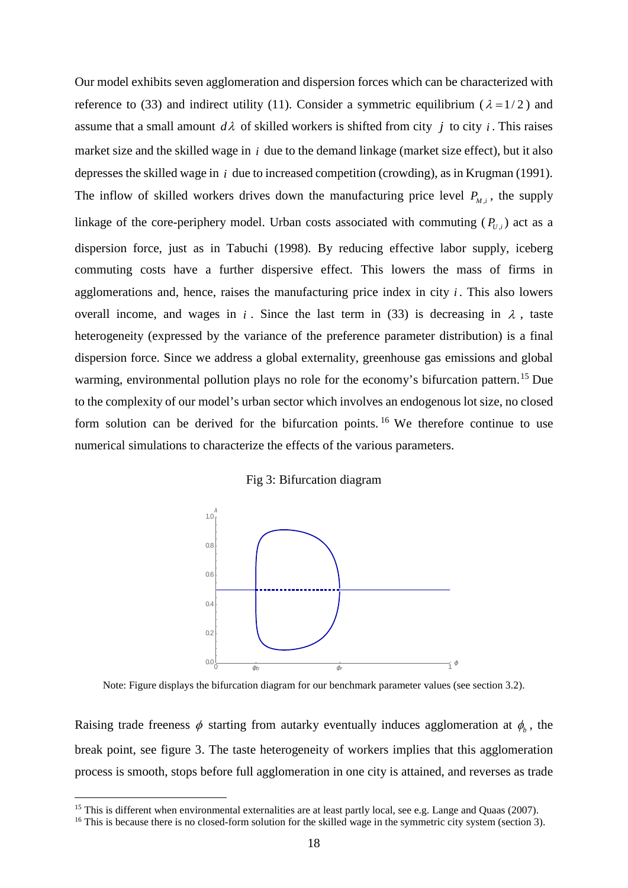Our model exhibits seven agglomeration and dispersion forces which can be characterized with reference to (33) and indirect utility (11). Consider a symmetric equilibrium ($\lambda = 1/2$) and assume that a small amount $d\lambda$ of skilled workers is shifted from city $j$ to city $i$. This raises market size and the skilled wage in $i$ due to the demand linkage (market size effect), but it also depresses the skilled wage in $i$ due to increased competition (crowding), as in Krugman (1991). The inflow of skilled workers drives down the manufacturing price level $P_{M,i}$, the supply linkage of the core-periphery model. Urban costs associated with commuting ($P_{U,i}$) act as a dispersion force, just as in Tabuchi (1998). By reducing effective labor supply, iceberg commuting costs have a further dispersive effect. This lowers the mass of firms in agglomerations and, hence, raises the manufacturing price index in city $i$. This also lowers overall income, and wages in $i$. Since the last term in (33) is decreasing in $\lambda$, taste heterogeneity (expressed by the variance of the preference parameter distribution) is a final dispersion force. Since we address a global externality, greenhouse gas emissions and global warming, environmental pollution plays no role for the economy's bifurcation pattern.[15] Due to the complexity of our model's urban sector which involves an endogenous lot size, no closed form solution can be derived for the bifurcation points.[16] We therefore continue to use numerical simulations to characterize the effects of the various parameters.

Fig 3: Bifurcation diagram

Note: Figure displays the bifurcation diagram for our benchmark parameter values (see section 3.2).

Raising trade freeness $\phi$ starting from autarky eventually induces agglomeration at $\phi_b$, the break point, see figure 3. The taste heterogeneity of workers implies that this agglomeration process is smooth, stops before full agglomeration in one city is attained, and reverses as trade

[15] This is different when environmental externalities are at least partly local, see e.g. Lange and Quaas (2007).

[16] This is because there is no closed-form solution for the skilled wage in the symmetric city system (section 3).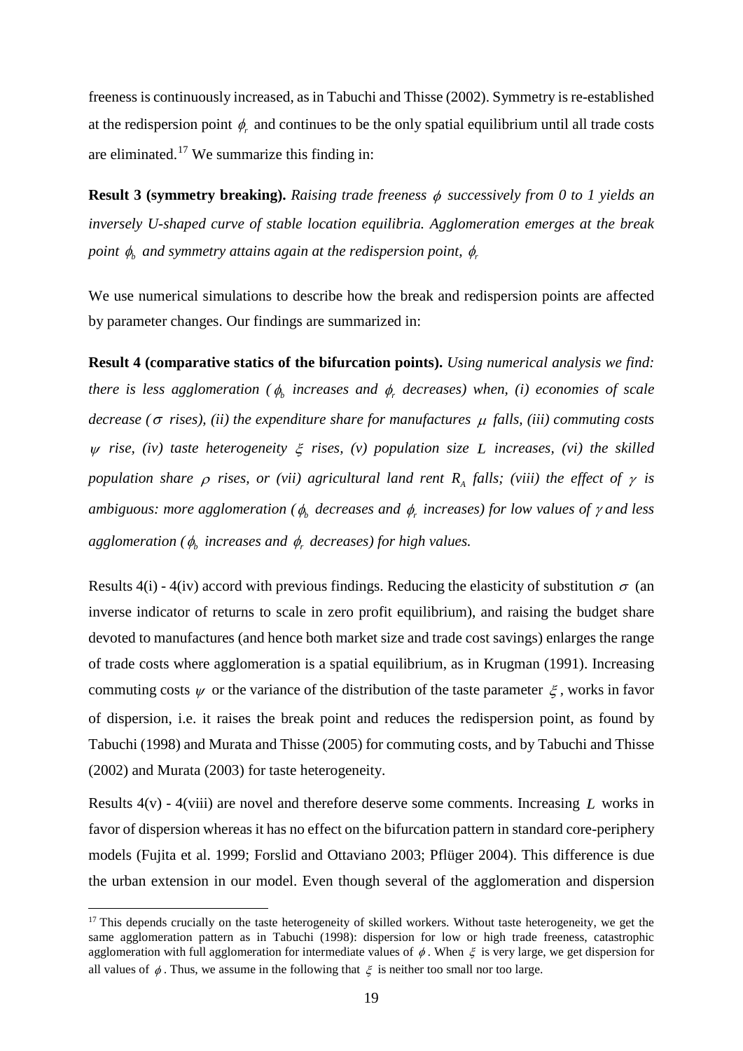freeness is continuously increased, as in Tabuchi and Thisse (2002). Symmetry is re-established at the redispersion point $\phi_r$ and continues to be the only spatial equilibrium until all trade costs are eliminated.[17] We summarize this finding in:

**Result 3 (symmetry breaking).** *Raising trade freeness $\phi$ successively from 0 to 1 yields an inversely U-shaped curve of stable location equilibria. Agglomeration emerges at the break point $\phi_b$ and symmetry attains again at the redispersion point, $\phi_r$*

We use numerical simulations to describe how the break and redispersion points are affected by parameter changes. Our findings are summarized in:

**Result 4 (comparative statics of the bifurcation points).** *Using numerical analysis we find: there is less agglomeration ($\phi_b$ increases and $\phi_r$ decreases) when, (i) economies of scale decrease ($\sigma$ rises), (ii) the expenditure share for manufactures $\mu$ falls, (iii) commuting costs $\psi$ rise, (iv) taste heterogeneity $\xi$ rises, (v) population size $L$ increases, (vi) the skilled population share $\rho$ rises, or (vii) agricultural land rent $R_A$ falls; (viii) the effect of $\gamma$ is ambiguous: more agglomeration ($\phi_b$ decreases and $\phi_r$ increases) for low values of $\gamma$ and less agglomeration ($\phi_b$ increases and $\phi_r$ decreases) for high values.*

Results 4(i) - 4(iv) accord with previous findings. Reducing the elasticity of substitution $\sigma$ (an inverse indicator of returns to scale in zero profit equilibrium), and raising the budget share devoted to manufactures (and hence both market size and trade cost savings) enlarges the range of trade costs where agglomeration is a spatial equilibrium, as in Krugman (1991). Increasing commuting costs $\psi$ or the variance of the distribution of the taste parameter $\xi$, works in favor of dispersion, i.e. it raises the break point and reduces the redispersion point, as found by Tabuchi (1998) and Murata and Thisse (2005) for commuting costs, and by Tabuchi and Thisse (2002) and Murata (2003) for taste heterogeneity.

Results 4(v) - 4(viii) are novel and therefore deserve some comments. Increasing $L$ works in favor of dispersion whereas it has no effect on the bifurcation pattern in standard core-periphery models (Fujita et al. 1999; Forslid and Ottaviano 2003; Pflüger 2004). This difference is due the urban extension in our model. Even though several of the agglomeration and dispersion

[17] This depends crucially on the taste heterogeneity of skilled workers. Without taste heterogeneity, we get the same agglomeration pattern as in Tabuchi (1998): dispersion for low or high trade freeness, catastrophic agglomeration with full agglomeration for intermediate values of $\phi$. When $\xi$ is very large, we get dispersion for all values of $\phi$. Thus, we assume in the following that $\xi$ is neither too small nor too large.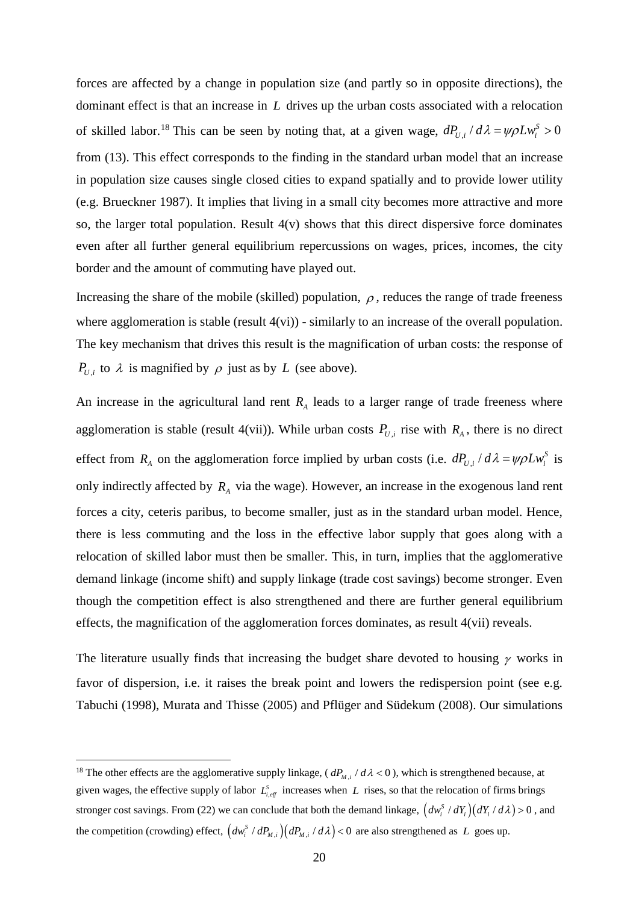forces are affected by a change in population size (and partly so in opposite directions), the dominant effect is that an increase in $L$ drives up the urban costs associated with a relocation of skilled labor.[18] This can be seen by noting that, at a given wage, $dP_{U,i} / d\lambda = \psi \rho L w_i^S > 0$ from (13). This effect corresponds to the finding in the standard urban model that an increase in population size causes single closed cities to expand spatially and to provide lower utility (e.g. Brueckner 1987). It implies that living in a small city becomes more attractive and more so, the larger total population. Result 4(v) shows that this direct dispersive force dominates even after all further general equilibrium repercussions on wages, prices, incomes, the city border and the amount of commuting have played out.

Increasing the share of the mobile (skilled) population, $\rho$, reduces the range of trade freeness where agglomeration is stable (result 4(vi)) - similarly to an increase of the overall population. The key mechanism that drives this result is the magnification of urban costs: the response of $P_{U,i}$ to $\lambda$ is magnified by $\rho$ just as by $L$ (see above).

An increase in the agricultural land rent $R_A$ leads to a larger range of trade freeness where agglomeration is stable (result 4(vii)). While urban costs $P_{U,i}$ rise with $R_A$, there is no direct effect from $R_A$ on the agglomeration force implied by urban costs (i.e. $dP_{U,i} / d\lambda = \psi \rho L w_i^S$ is only indirectly affected by $R_A$ via the wage). However, an increase in the exogenous land rent forces a city, ceteris paribus, to become smaller, just as in the standard urban model. Hence, there is less commuting and the loss in the effective labor supply that goes along with a relocation of skilled labor must then be smaller. This, in turn, implies that the agglomerative demand linkage (income shift) and supply linkage (trade cost savings) become stronger. Even though the competition effect is also strengthened and there are further general equilibrium effects, the magnification of the agglomeration forces dominates, as result 4(vii) reveals.

The literature usually finds that increasing the budget share devoted to housing $\gamma$ works in favor of dispersion, i.e. it raises the break point and lowers the redispersion point (see e.g. Tabuchi (1998), Murata and Thisse (2005) and Pflüger and Südekum (2008). Our simulations

---

[18] The other effects are the agglomerative supply linkage, ($dP_{M,i} / d\lambda < 0$), which is strengthened because, at given wages, the effective supply of labor $L_{i,eff}^S$ increases when $L$ rises, so that the relocation of firms brings stronger cost savings. From (22) we can conclude that both the demand linkage, $\left(dw_i^S / dY_i\right)\left(dY_i / d\lambda\right) > 0$, and the competition (crowding) effect, $\left(dw_i^S / dP_{M,i}\right)\left(dP_{M,i} / d\lambda\right) < 0$ are also strengthened as $L$ goes up.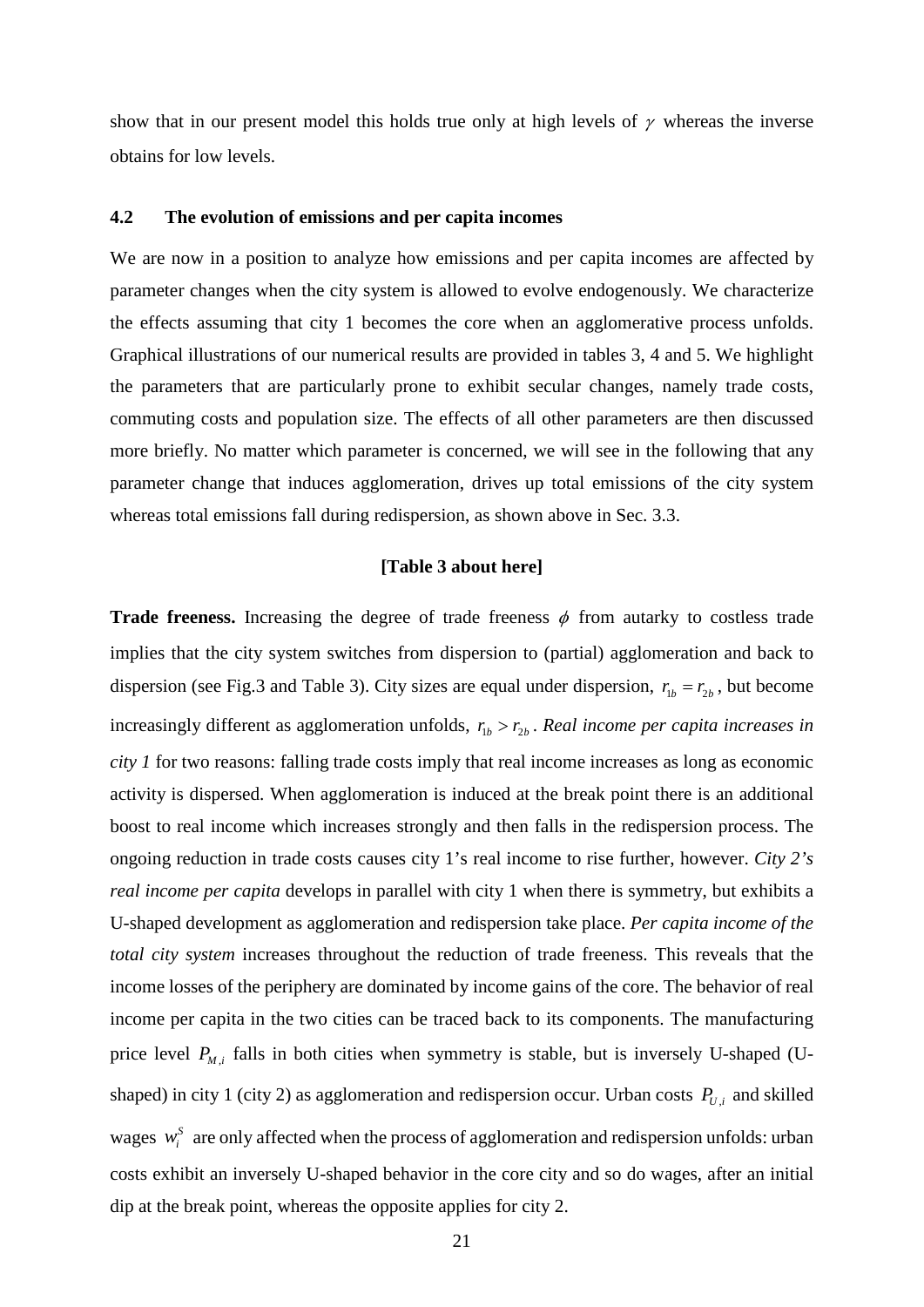show that in our present model this holds true only at high levels of $\gamma$ whereas the inverse obtains for low levels.

### 4.2 The evolution of emissions and per capita incomes

We are now in a position to analyze how emissions and per capita incomes are affected by parameter changes when the city system is allowed to evolve endogenously. We characterize the effects assuming that city 1 becomes the core when an agglomerative process unfolds. Graphical illustrations of our numerical results are provided in tables 3, 4 and 5. We highlight the parameters that are particularly prone to exhibit secular changes, namely trade costs, commuting costs and population size. The effects of all other parameters are then discussed more briefly. No matter which parameter is concerned, we will see in the following that any parameter change that induces agglomeration, drives up total emissions of the city system whereas total emissions fall during redispersion, as shown above in Sec. 3.3.

**[Table 3 about here]**

**Trade freeness.** Increasing the degree of trade freeness $\phi$ from autarky to costless trade implies that the city system switches from dispersion to (partial) agglomeration and back to dispersion (see Fig.3 and Table 3). City sizes are equal under dispersion, $r_{1b} = r_{2b}$, but become increasingly different as agglomeration unfolds, $r_{1b} > r_{2b}$. *Real income per capita increases in city 1* for two reasons: falling trade costs imply that real income increases as long as economic activity is dispersed. When agglomeration is induced at the break point there is an additional boost to real income which increases strongly and then falls in the redispersion process. The ongoing reduction in trade costs causes city 1's real income to rise further, however. *City 2's real income per capita* develops in parallel with city 1 when there is symmetry, but exhibits a U-shaped development as agglomeration and redispersion take place. *Per capita income of the total city system* increases throughout the reduction of trade freeness. This reveals that the income losses of the periphery are dominated by income gains of the core. The behavior of real income per capita in the two cities can be traced back to its components. The manufacturing price level $P_{M,i}$ falls in both cities when symmetry is stable, but is inversely U-shaped (U-shaped) in city 1 (city 2) as agglomeration and redispersion occur. Urban costs $P_{U,i}$ and skilled wages $w_i^S$ are only affected when the process of agglomeration and redispersion unfolds: urban costs exhibit an inversely U-shaped behavior in the core city and so do wages, after an initial dip at the break point, whereas the opposite applies for city 2.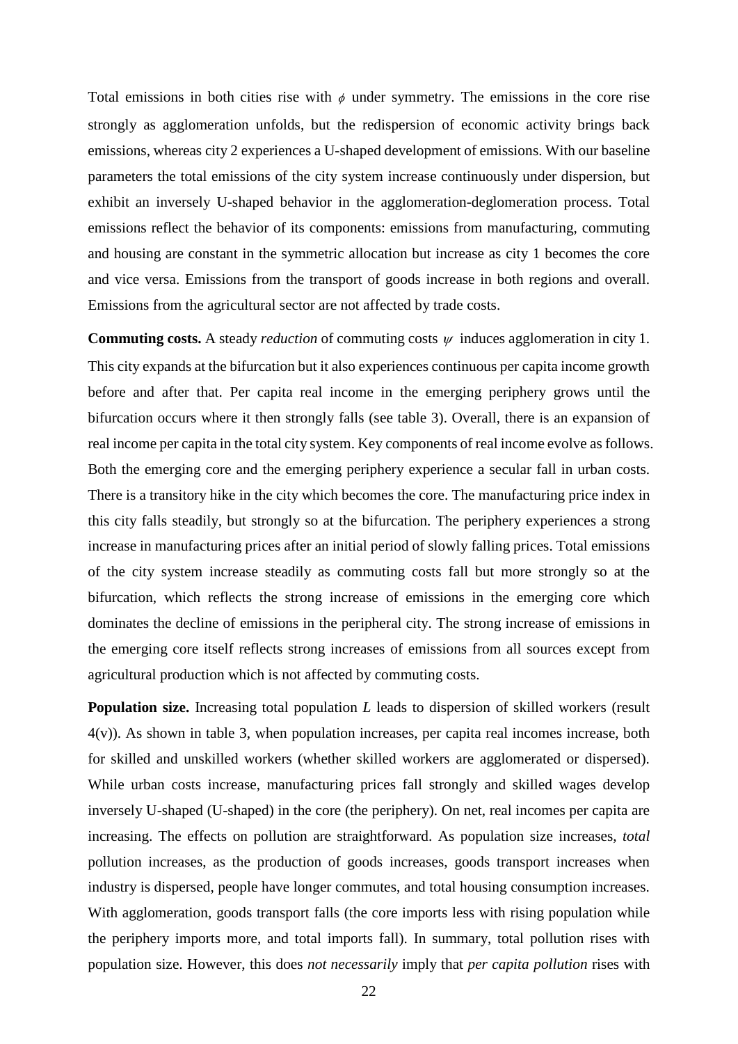Total emissions in both cities rise with $\phi$ under symmetry. The emissions in the core rise strongly as agglomeration unfolds, but the redispersion of economic activity brings back emissions, whereas city 2 experiences a U-shaped development of emissions. With our baseline parameters the total emissions of the city system increase continuously under dispersion, but exhibit an inversely U-shaped behavior in the agglomeration-deglomeration process. Total emissions reflect the behavior of its components: emissions from manufacturing, commuting and housing are constant in the symmetric allocation but increase as city 1 becomes the core and vice versa. Emissions from the transport of goods increase in both regions and overall. Emissions from the agricultural sector are not affected by trade costs.

**Commuting costs.** A steady *reduction* of commuting costs $\psi$ induces agglomeration in city 1. This city expands at the bifurcation but it also experiences continuous per capita income growth before and after that. Per capita real income in the emerging periphery grows until the bifurcation occurs where it then strongly falls (see table 3). Overall, there is an expansion of real income per capita in the total city system. Key components of real income evolve as follows. Both the emerging core and the emerging periphery experience a secular fall in urban costs. There is a transitory hike in the city which becomes the core. The manufacturing price index in this city falls steadily, but strongly so at the bifurcation. The periphery experiences a strong increase in manufacturing prices after an initial period of slowly falling prices. Total emissions of the city system increase steadily as commuting costs fall but more strongly so at the bifurcation, which reflects the strong increase of emissions in the emerging core which dominates the decline of emissions in the peripheral city. The strong increase of emissions in the emerging core itself reflects strong increases of emissions from all sources except from agricultural production which is not affected by commuting costs.

**Population size.** Increasing total population *L* leads to dispersion of skilled workers (result 4(v)). As shown in table 3, when population increases, per capita real incomes increase, both for skilled and unskilled workers (whether skilled workers are agglomerated or dispersed). While urban costs increase, manufacturing prices fall strongly and skilled wages develop inversely U-shaped (U-shaped) in the core (the periphery). On net, real incomes per capita are increasing. The effects on pollution are straightforward. As population size increases, *total* pollution increases, as the production of goods increases, goods transport increases when industry is dispersed, people have longer commutes, and total housing consumption increases. With agglomeration, goods transport falls (the core imports less with rising population while the periphery imports more, and total imports fall). In summary, total pollution rises with population size. However, this does *not necessarily* imply that *per capita pollution* rises with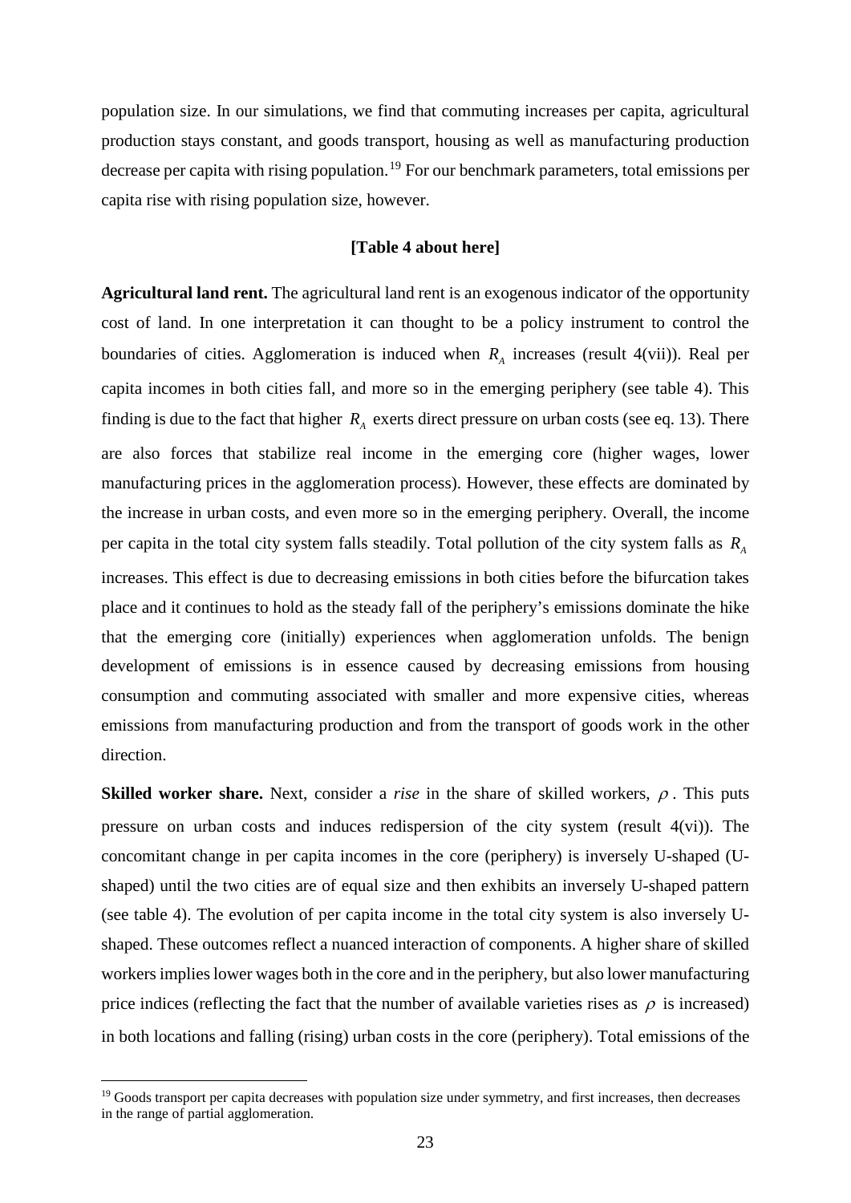population size. In our simulations, we find that commuting increases per capita, agricultural production stays constant, and goods transport, housing as well as manufacturing production decrease per capita with rising population.[19] For our benchmark parameters, total emissions per capita rise with rising population size, however.

**[Table 4 about here]**

**Agricultural land rent.** The agricultural land rent is an exogenous indicator of the opportunity cost of land. In one interpretation it can thought to be a policy instrument to control the boundaries of cities. Agglomeration is induced when $R_A$ increases (result 4(vii)). Real per capita incomes in both cities fall, and more so in the emerging periphery (see table 4). This finding is due to the fact that higher $R_A$ exerts direct pressure on urban costs (see eq. 13). There are also forces that stabilize real income in the emerging core (higher wages, lower manufacturing prices in the agglomeration process). However, these effects are dominated by the increase in urban costs, and even more so in the emerging periphery. Overall, the income per capita in the total city system falls steadily. Total pollution of the city system falls as $R_A$ increases. This effect is due to decreasing emissions in both cities before the bifurcation takes place and it continues to hold as the steady fall of the periphery's emissions dominate the hike that the emerging core (initially) experiences when agglomeration unfolds. The benign development of emissions is in essence caused by decreasing emissions from housing consumption and commuting associated with smaller and more expensive cities, whereas emissions from manufacturing production and from the transport of goods work in the other direction.

**Skilled worker share.** Next, consider a *rise* in the share of skilled workers, $\rho$. This puts pressure on urban costs and induces redispersion of the city system (result 4(vi)). The concomitant change in per capita incomes in the core (periphery) is inversely U-shaped (U-shaped) until the two cities are of equal size and then exhibits an inversely U-shaped pattern (see table 4). The evolution of per capita income in the total city system is also inversely U-shaped. These outcomes reflect a nuanced interaction of components. A higher share of skilled workers implies lower wages both in the core and in the periphery, but also lower manufacturing price indices (reflecting the fact that the number of available varieties rises as $\rho$ is increased) in both locations and falling (rising) urban costs in the core (periphery). Total emissions of the

[19] Goods transport per capita decreases with population size under symmetry, and first increases, then decreases in the range of partial agglomeration.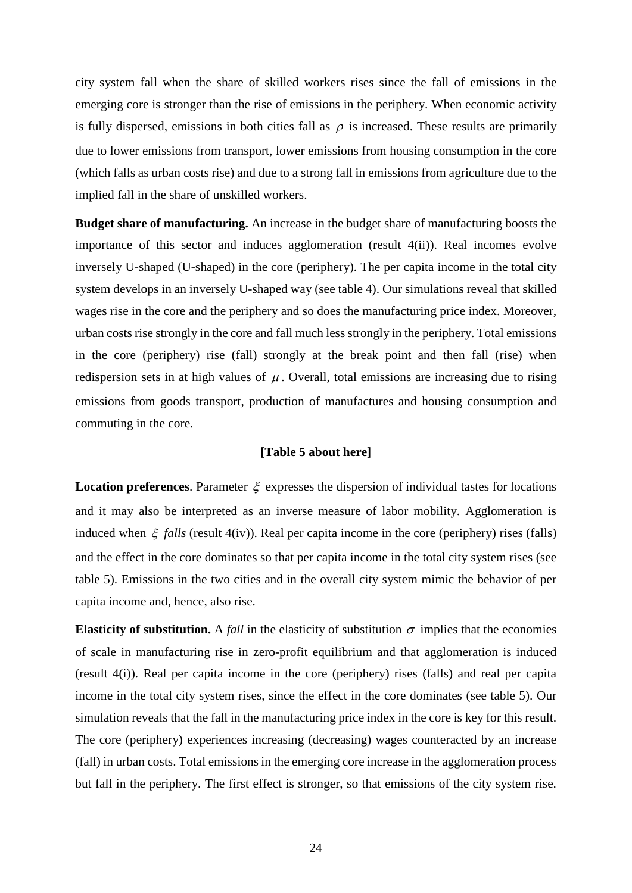city system fall when the share of skilled workers rises since the fall of emissions in the emerging core is stronger than the rise of emissions in the periphery. When economic activity is fully dispersed, emissions in both cities fall as $\rho$ is increased. These results are primarily due to lower emissions from transport, lower emissions from housing consumption in the core (which falls as urban costs rise) and due to a strong fall in emissions from agriculture due to the implied fall in the share of unskilled workers.

**Budget share of manufacturing.** An increase in the budget share of manufacturing boosts the importance of this sector and induces agglomeration (result 4(ii)). Real incomes evolve inversely U-shaped (U-shaped) in the core (periphery). The per capita income in the total city system develops in an inversely U-shaped way (see table 4). Our simulations reveal that skilled wages rise in the core and the periphery and so does the manufacturing price index. Moreover, urban costs rise strongly in the core and fall much less strongly in the periphery. Total emissions in the core (periphery) rise (fall) strongly at the break point and then fall (rise) when redispersion sets in at high values of $\mu$. Overall, total emissions are increasing due to rising emissions from goods transport, production of manufactures and housing consumption and commuting in the core.

**[Table 5 about here]**

**Location preferences**. Parameter $\xi$ expresses the dispersion of individual tastes for locations and it may also be interpreted as an inverse measure of labor mobility. Agglomeration is induced when $\xi$ *falls* (result 4(iv)). Real per capita income in the core (periphery) rises (falls) and the effect in the core dominates so that per capita income in the total city system rises (see table 5). Emissions in the two cities and in the overall city system mimic the behavior of per capita income and, hence, also rise.

**Elasticity of substitution.** A *fall* in the elasticity of substitution $\sigma$ implies that the economies of scale in manufacturing rise in zero-profit equilibrium and that agglomeration is induced (result 4(i)). Real per capita income in the core (periphery) rises (falls) and real per capita income in the total city system rises, since the effect in the core dominates (see table 5). Our simulation reveals that the fall in the manufacturing price index in the core is key for this result. The core (periphery) experiences increasing (decreasing) wages counteracted by an increase (fall) in urban costs. Total emissions in the emerging core increase in the agglomeration process but fall in the periphery. The first effect is stronger, so that emissions of the city system rise.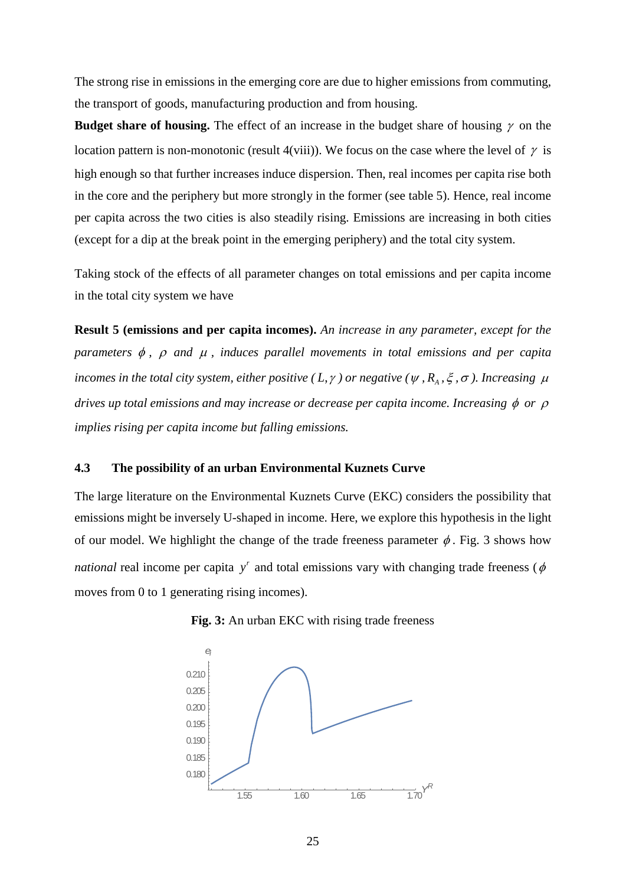The strong rise in emissions in the emerging core are due to higher emissions from commuting, the transport of goods, manufacturing production and from housing.

**Budget share of housing.** The effect of an increase in the budget share of housing $\gamma$ on the location pattern is non-monotonic (result 4(viii)). We focus on the case where the level of $\gamma$ is high enough so that further increases induce dispersion. Then, real incomes per capita rise both in the core and the periphery but more strongly in the former (see table 5). Hence, real income per capita across the two cities is also steadily rising. Emissions are increasing in both cities (except for a dip at the break point in the emerging periphery) and the total city system.

Taking stock of the effects of all parameter changes on total emissions and per capita income in the total city system we have

**Result 5 (emissions and per capita incomes).** *An increase in any parameter, except for the parameters $\phi$, $\rho$ and $\mu$, induces parallel movements in total emissions and per capita incomes in the total city system, either positive ($L, \gamma$) or negative ($\psi$, $R_A$, $\xi$, $\sigma$). Increasing $\mu$ drives up total emissions and may increase or decrease per capita income. Increasing $\phi$ or $\rho$ implies rising per capita income but falling emissions.*

### 4.3 The possibility of an urban Environmental Kuznets Curve

The large literature on the Environmental Kuznets Curve (EKC) considers the possibility that emissions might be inversely U-shaped in income. Here, we explore this hypothesis in the light of our model. We highlight the change of the trade freeness parameter $\phi$. Fig. 3 shows how *national* real income per capita $y^r$ and total emissions vary with changing trade freeness ($\phi$ moves from 0 to 1 generating rising incomes).

**Fig. 3:** An urban EKC with rising trade freeness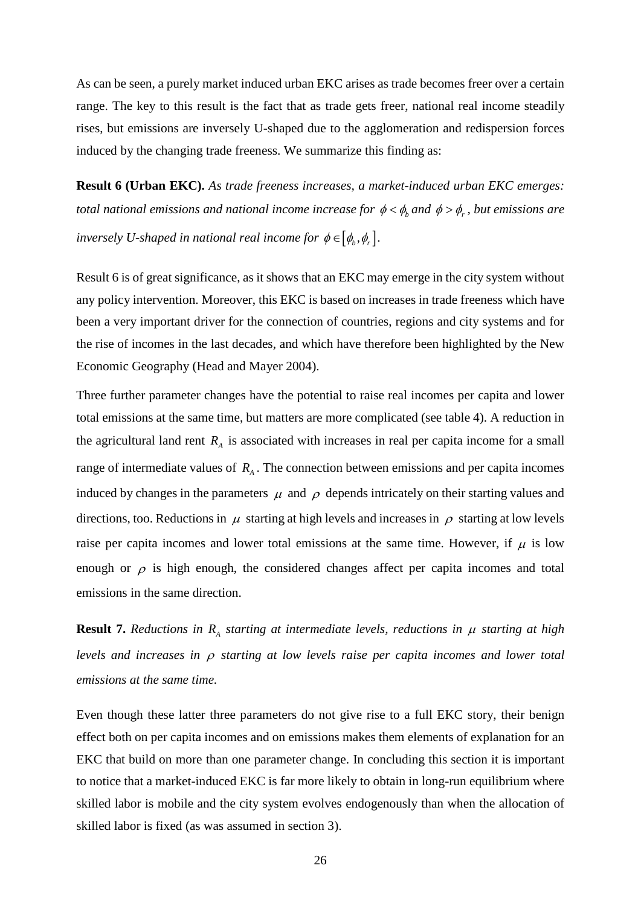As can be seen, a purely market induced urban EKC arises as trade becomes freer over a certain range. The key to this result is the fact that as trade gets freer, national real income steadily rises, but emissions are inversely U-shaped due to the agglomeration and redispersion forces induced by the changing trade freeness. We summarize this finding as:

**Result 6 (Urban EKC).** *As trade freeness increases, a market-induced urban EKC emerges: total national emissions and national income increase for $\phi < \phi_b$ and $\phi > \phi_r$, but emissions are inversely U-shaped in national real income for $\phi \in [\phi_b, \phi_r]$.*

Result 6 is of great significance, as it shows that an EKC may emerge in the city system without any policy intervention. Moreover, this EKC is based on increases in trade freeness which have been a very important driver for the connection of countries, regions and city systems and for the rise of incomes in the last decades, and which have therefore been highlighted by the New Economic Geography (Head and Mayer 2004).

Three further parameter changes have the potential to raise real incomes per capita and lower total emissions at the same time, but matters are more complicated (see table 4). A reduction in the agricultural land rent $R_A$ is associated with increases in real per capita income for a small range of intermediate values of $R_A$. The connection between emissions and per capita incomes induced by changes in the parameters $\mu$ and $\rho$ depends intricately on their starting values and directions, too. Reductions in $\mu$ starting at high levels and increases in $\rho$ starting at low levels raise per capita incomes and lower total emissions at the same time. However, if $\mu$ is low enough or $\rho$ is high enough, the considered changes affect per capita incomes and total emissions in the same direction.

**Result 7.** *Reductions in $R_A$ starting at intermediate levels, reductions in $\mu$ starting at high levels and increases in $\rho$ starting at low levels raise per capita incomes and lower total emissions at the same time.*

Even though these latter three parameters do not give rise to a full EKC story, their benign effect both on per capita incomes and on emissions makes them elements of explanation for an EKC that build on more than one parameter change. In concluding this section it is important to notice that a market-induced EKC is far more likely to obtain in long-run equilibrium where skilled labor is mobile and the city system evolves endogenously than when the allocation of skilled labor is fixed (as was assumed in section 3).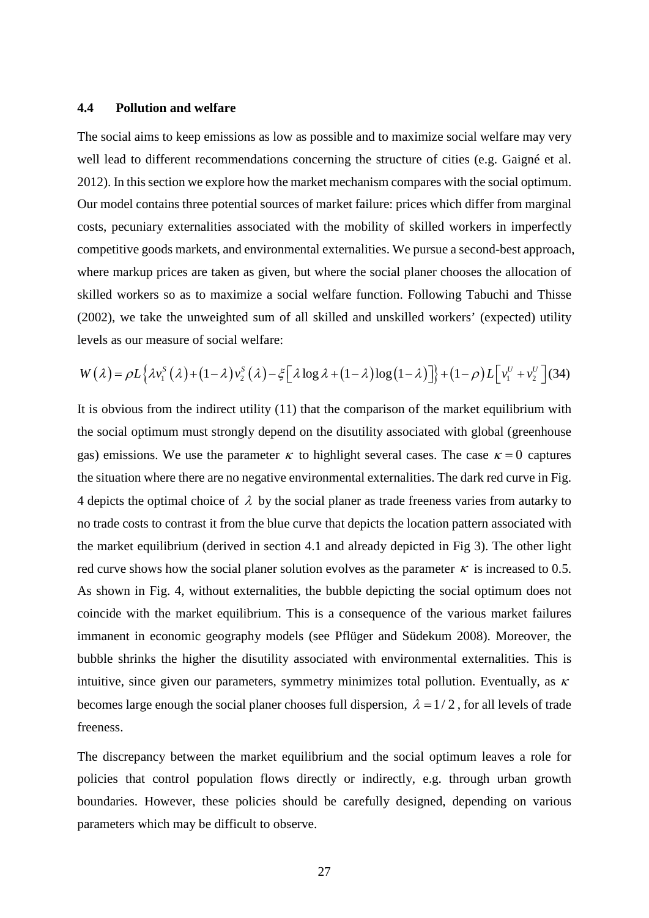### 4.4 Pollution and welfare

The social aims to keep emissions as low as possible and to maximize social welfare may very well lead to different recommendations concerning the structure of cities (e.g. Gaigné et al. 2012). In this section we explore how the market mechanism compares with the social optimum. Our model contains three potential sources of market failure: prices which differ from marginal costs, pecuniary externalities associated with the mobility of skilled workers in imperfectly competitive goods markets, and environmental externalities. We pursue a second-best approach, where markup prices are taken as given, but where the social planer chooses the allocation of skilled workers so as to maximize a social welfare function. Following Tabuchi and Thisse (2002), we take the unweighted sum of all skilled and unskilled workers' (expected) utility levels as our measure of social welfare:

$$W(\lambda) = \rho L \left\{ \lambda v_1^S(\lambda) + (1-\lambda) v_2^S(\lambda) - \xi \left[ \lambda \log \lambda + (1-\lambda) \log(1-\lambda) \right] \right\} + (1-\rho) L \left[ v_1^U + v_2^U \right] \quad (34)$$

It is obvious from the indirect utility (11) that the comparison of the market equilibrium with the social optimum must strongly depend on the disutility associated with global (greenhouse gas) emissions. We use the parameter $\kappa$ to highlight several cases. The case $\kappa = 0$ captures the situation where there are no negative environmental externalities. The dark red curve in Fig. 4 depicts the optimal choice of $\lambda$ by the social planer as trade freeness varies from autarky to no trade costs to contrast it from the blue curve that depicts the location pattern associated with the market equilibrium (derived in section 4.1 and already depicted in Fig 3). The other light red curve shows how the social planer solution evolves as the parameter $\kappa$ is increased to 0.5. As shown in Fig. 4, without externalities, the bubble depicting the social optimum does not coincide with the market equilibrium. This is a consequence of the various market failures immanent in economic geography models (see Pflüger and Südekum 2008). Moreover, the bubble shrinks the higher the disutility associated with environmental externalities. This is intuitive, since given our parameters, symmetry minimizes total pollution. Eventually, as $\kappa$ becomes large enough the social planer chooses full dispersion, $\lambda = 1/2$, for all levels of trade freeness.

The discrepancy between the market equilibrium and the social optimum leaves a role for policies that control population flows directly or indirectly, e.g. through urban growth boundaries. However, these policies should be carefully designed, depending on various parameters which may be difficult to observe.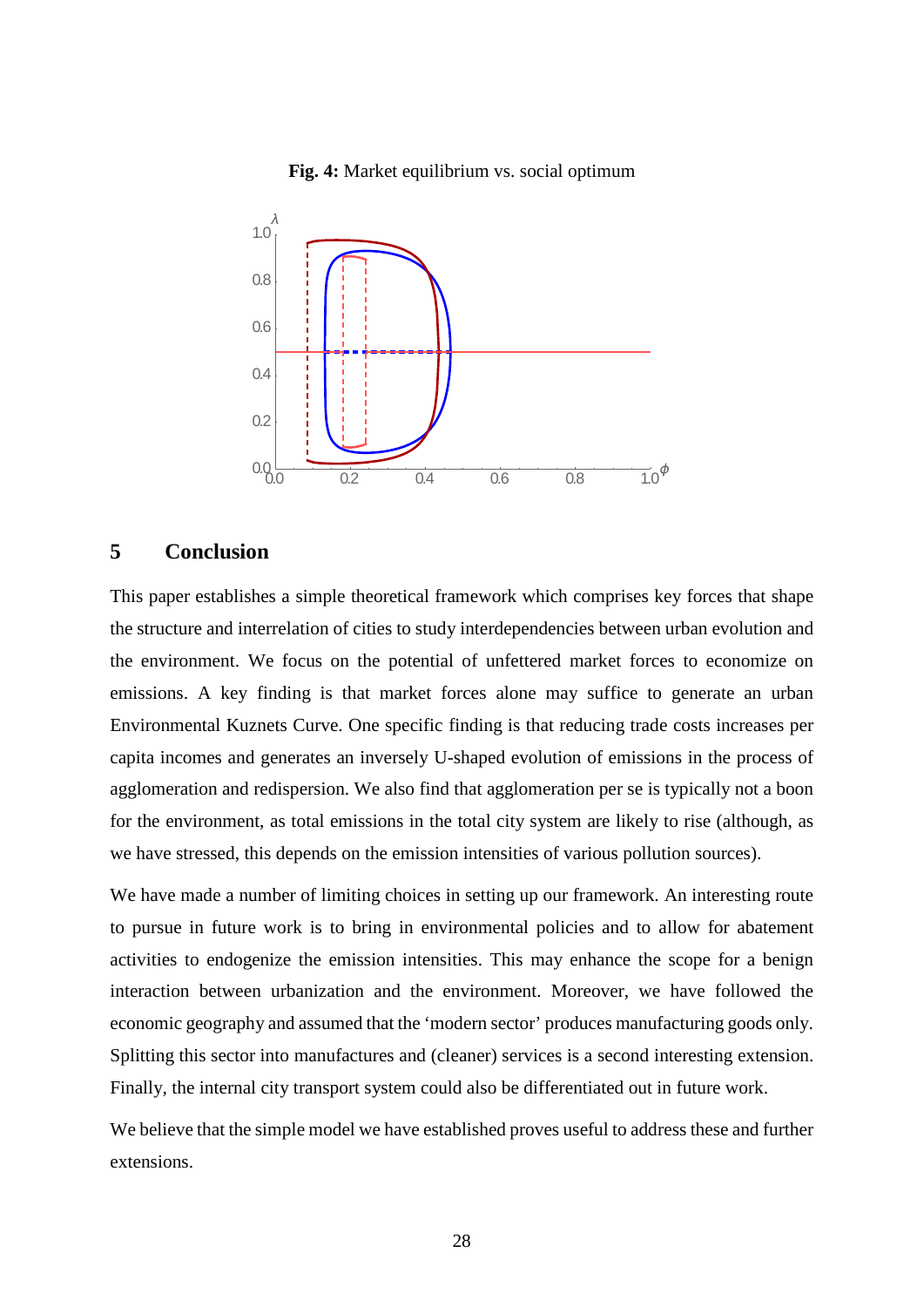**Fig. 4:** Market equilibrium vs. social optimum

## 5 Conclusion

This paper establishes a simple theoretical framework which comprises key forces that shape the structure and interrelation of cities to study interdependencies between urban evolution and the environment. We focus on the potential of unfettered market forces to economize on emissions. A key finding is that market forces alone may suffice to generate an urban Environmental Kuznets Curve. One specific finding is that reducing trade costs increases per capita incomes and generates an inversely U-shaped evolution of emissions in the process of agglomeration and redispersion. We also find that agglomeration per se is typically not a boon for the environment, as total emissions in the total city system are likely to rise (although, as we have stressed, this depends on the emission intensities of various pollution sources).

We have made a number of limiting choices in setting up our framework. An interesting route to pursue in future work is to bring in environmental policies and to allow for abatement activities to endogenize the emission intensities. This may enhance the scope for a benign interaction between urbanization and the environment. Moreover, we have followed the economic geography and assumed that the 'modern sector' produces manufacturing goods only. Splitting this sector into manufactures and (cleaner) services is a second interesting extension. Finally, the internal city transport system could also be differentiated out in future work.

We believe that the simple model we have established proves useful to address these and further extensions.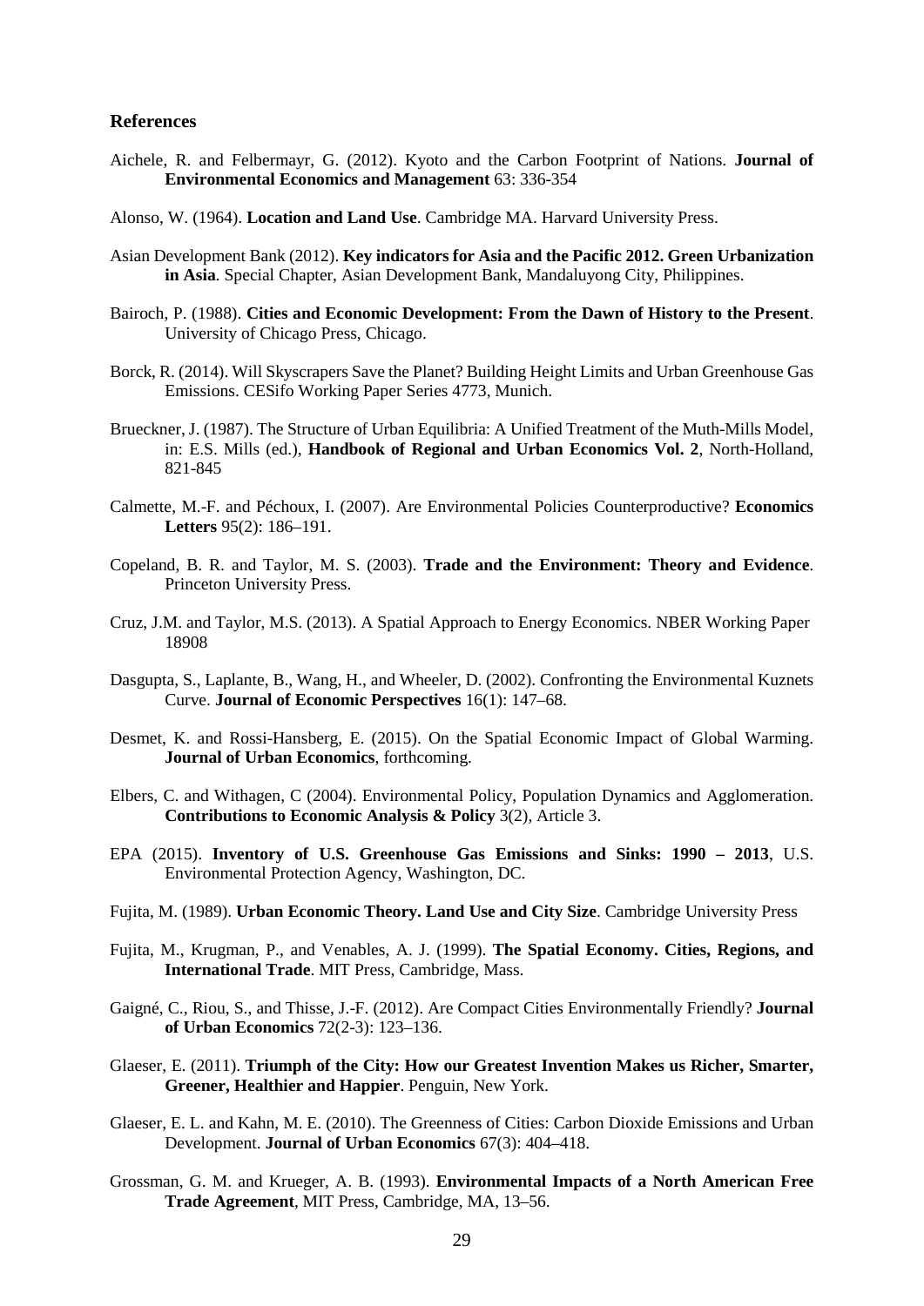## References

Aichele, R. and Felbermayr, G. (2012). Kyoto and the Carbon Footprint of Nations. **Journal of Environmental Economics and Management** 63: 336-354

Alonso, W. (1964). **Location and Land Use**. Cambridge MA. Harvard University Press.

Asian Development Bank (2012). **Key indicators for Asia and the Pacific 2012. Green Urbanization in Asia**. Special Chapter, Asian Development Bank, Mandaluyong City, Philippines.

Bairoch, P. (1988). **Cities and Economic Development: From the Dawn of History to the Present**. University of Chicago Press, Chicago.

Borck, R. (2014). Will Skyscrapers Save the Planet? Building Height Limits and Urban Greenhouse Gas Emissions. CESifo Working Paper Series 4773, Munich.

Brueckner, J. (1987). The Structure of Urban Equilibria: A Unified Treatment of the Muth-Mills Model, in: E.S. Mills (ed.), **Handbook of Regional and Urban Economics Vol. 2**, North-Holland, 821-845

Calmette, M.-F. and Péchoux, I. (2007). Are Environmental Policies Counterproductive? **Economics Letters** 95(2): 186–191.

Copeland, B. R. and Taylor, M. S. (2003). **Trade and the Environment: Theory and Evidence**. Princeton University Press.

Cruz, J.M. and Taylor, M.S. (2013). A Spatial Approach to Energy Economics. NBER Working Paper 18908

Dasgupta, S., Laplante, B., Wang, H., and Wheeler, D. (2002). Confronting the Environmental Kuznets Curve. **Journal of Economic Perspectives** 16(1): 147–68.

Desmet, K. and Rossi-Hansberg, E. (2015). On the Spatial Economic Impact of Global Warming. **Journal of Urban Economics**, forthcoming.

Elbers, C. and Withagen, C (2004). Environmental Policy, Population Dynamics and Agglomeration. **Contributions to Economic Analysis & Policy** 3(2), Article 3.

EPA (2015). **Inventory of U.S. Greenhouse Gas Emissions and Sinks: 1990 – 2013**, U.S. Environmental Protection Agency, Washington, DC.

Fujita, M. (1989). **Urban Economic Theory. Land Use and City Size**. Cambridge University Press

Fujita, M., Krugman, P., and Venables, A. J. (1999). **The Spatial Economy. Cities, Regions, and International Trade**. MIT Press, Cambridge, Mass.

Gaigné, C., Riou, S., and Thisse, J.-F. (2012). Are Compact Cities Environmentally Friendly? **Journal of Urban Economics** 72(2-3): 123–136.

Glaeser, E. (2011). **Triumph of the City: How our Greatest Invention Makes us Richer, Smarter, Greener, Healthier and Happier**. Penguin, New York.

Glaeser, E. L. and Kahn, M. E. (2010). The Greenness of Cities: Carbon Dioxide Emissions and Urban Development. **Journal of Urban Economics** 67(3): 404–418.

Grossman, G. M. and Krueger, A. B. (1993). **Environmental Impacts of a North American Free Trade Agreement**, MIT Press, Cambridge, MA, 13–56.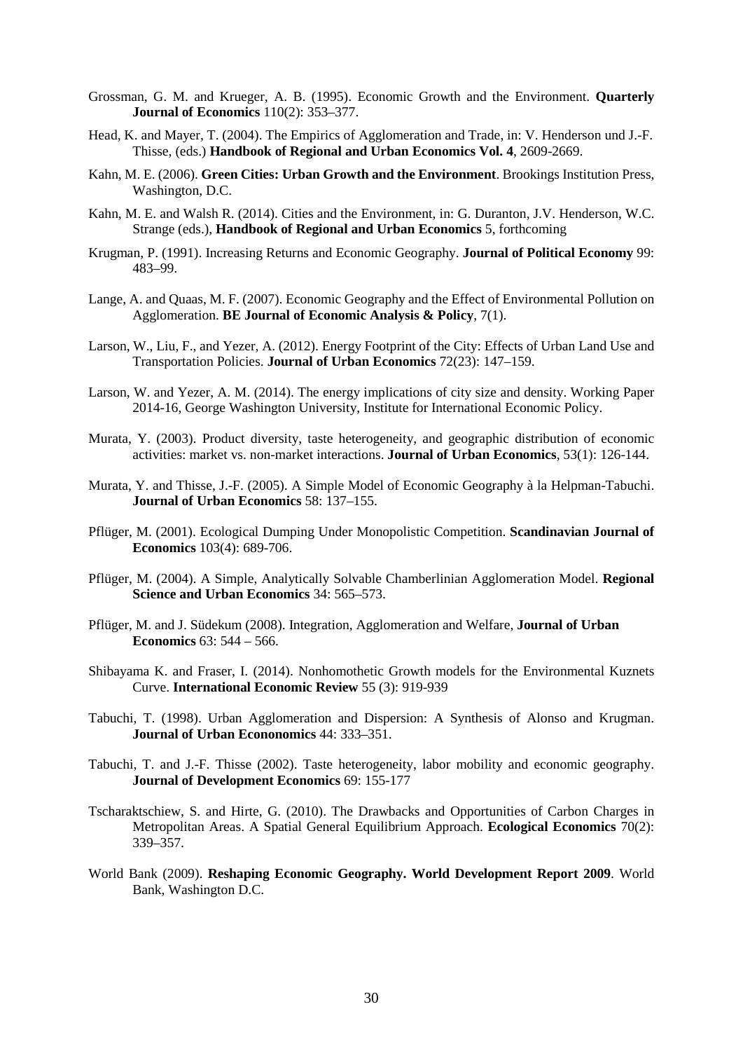Grossman, G. M. and Krueger, A. B. (1995). Economic Growth and the Environment. **Quarterly Journal of Economics** 110(2): 353–377.

Head, K. and Mayer, T. (2004). The Empirics of Agglomeration and Trade, in: V. Henderson und J.-F. Thisse, (eds.) **Handbook of Regional and Urban Economics Vol. 4**, 2609-2669.

Kahn, M. E. (2006). **Green Cities: Urban Growth and the Environment**. Brookings Institution Press, Washington, D.C.

Kahn, M. E. and Walsh R. (2014). Cities and the Environment, in: G. Duranton, J.V. Henderson, W.C. Strange (eds.), **Handbook of Regional and Urban Economics** 5, forthcoming

Krugman, P. (1991). Increasing Returns and Economic Geography. **Journal of Political Economy** 99: 483–99.

Lange, A. and Quaas, M. F. (2007). Economic Geography and the Effect of Environmental Pollution on Agglomeration. **BE Journal of Economic Analysis & Policy**, 7(1).

Larson, W., Liu, F., and Yezer, A. (2012). Energy Footprint of the City: Effects of Urban Land Use and Transportation Policies. **Journal of Urban Economics** 72(23): 147–159.

Larson, W. and Yezer, A. M. (2014). The energy implications of city size and density. Working Paper 2014-16, George Washington University, Institute for International Economic Policy.

Murata, Y. (2003). Product diversity, taste heterogeneity, and geographic distribution of economic activities: market vs. non-market interactions. **Journal of Urban Economics**, 53(1): 126-144.

Murata, Y. and Thisse, J.-F. (2005). A Simple Model of Economic Geography à la Helpman-Tabuchi. **Journal of Urban Economics** 58: 137–155.

Pflüger, M. (2001). Ecological Dumping Under Monopolistic Competition. **Scandinavian Journal of Economics** 103(4): 689-706.

Pflüger, M. (2004). A Simple, Analytically Solvable Chamberlinian Agglomeration Model. **Regional Science and Urban Economics** 34: 565–573.

Pflüger, M. and J. Südekum (2008). Integration, Agglomeration and Welfare, **Journal of Urban Economics** 63: 544 – 566.

Shibayama K. and Fraser, I. (2014). Nonhomothetic Growth models for the Environmental Kuznets Curve. **International Economic Review** 55 (3): 919-939

Tabuchi, T. (1998). Urban Agglomeration and Dispersion: A Synthesis of Alonso and Krugman. **Journal of Urban Econonomics** 44: 333–351.

Tabuchi, T. and J.-F. Thisse (2002). Taste heterogeneity, labor mobility and economic geography. **Journal of Development Economics** 69: 155-177

Tscharaktschiew, S. and Hirte, G. (2010). The Drawbacks and Opportunities of Carbon Charges in Metropolitan Areas. A Spatial General Equilibrium Approach. **Ecological Economics** 70(2): 339–357.

World Bank (2009). **Reshaping Economic Geography. World Development Report 2009**. World Bank, Washington D.C.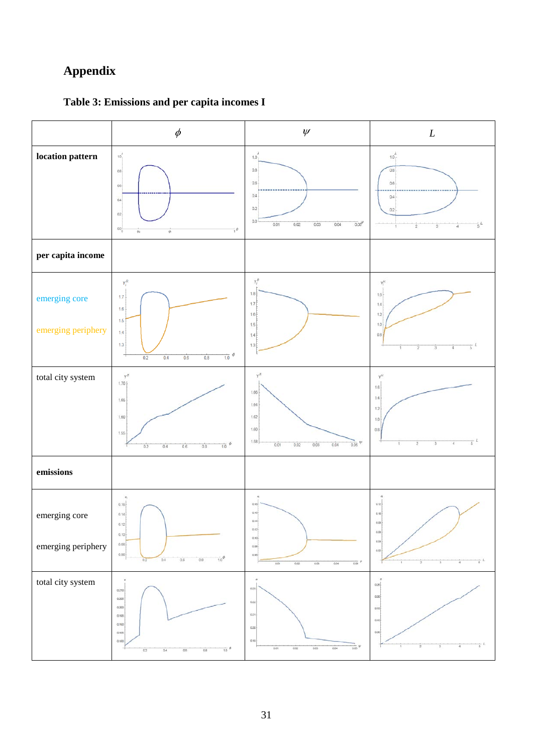# Appendix

## Table 3: Emissions and per capita incomes I

|  | $\phi$ | $\psi$ | $L$ |
|---|---|---|---|
| **location pattern** |  |  |  |
| **per capita income** |  |  |  |
| emerging core<br><br>emerging periphery |  |  |  |
| total city system |  |  |  |
| **emissions** |  |  |  |
| emerging core<br><br>emerging periphery |  |  |  |
| total city system |  |  |  |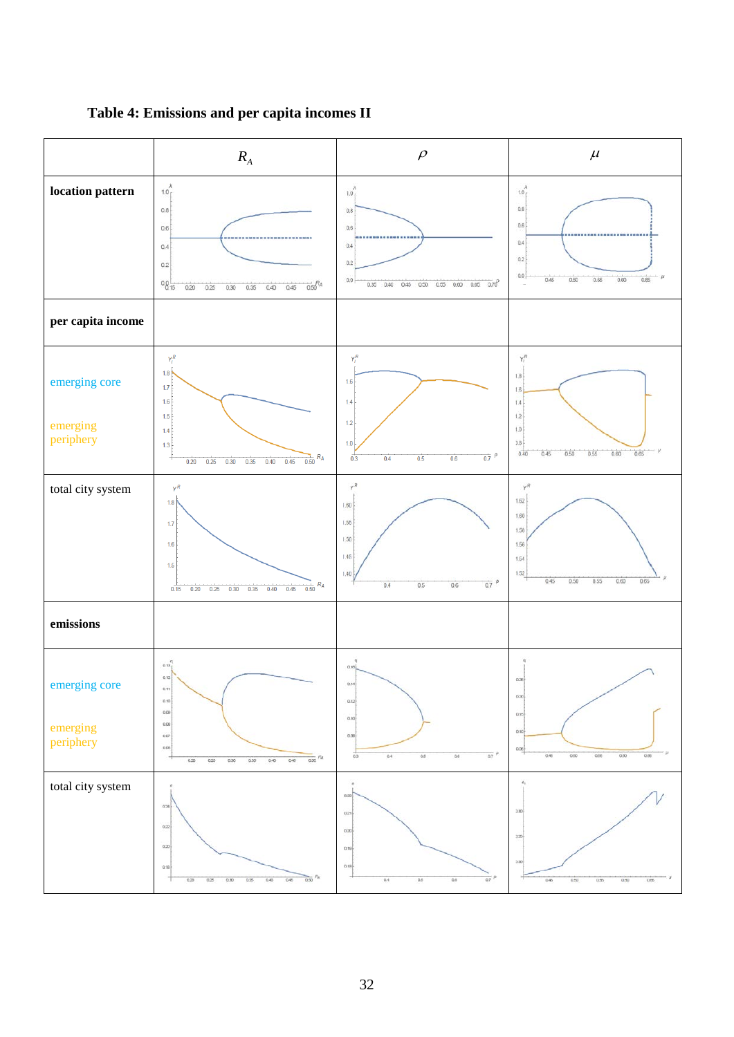## Table 4: Emissions and per capita incomes II

| | $R_A$ | $\rho$ | $\mu$ |
|---|---|---|---|
| **location pattern** | | | |
| **per capita income** | | | |
| emerging core<br><br>emerging periphery | | | |
| total city system | | | |
| **emissions** | | | |
| emerging core<br><br>emerging periphery | | | |
| total city system | | | |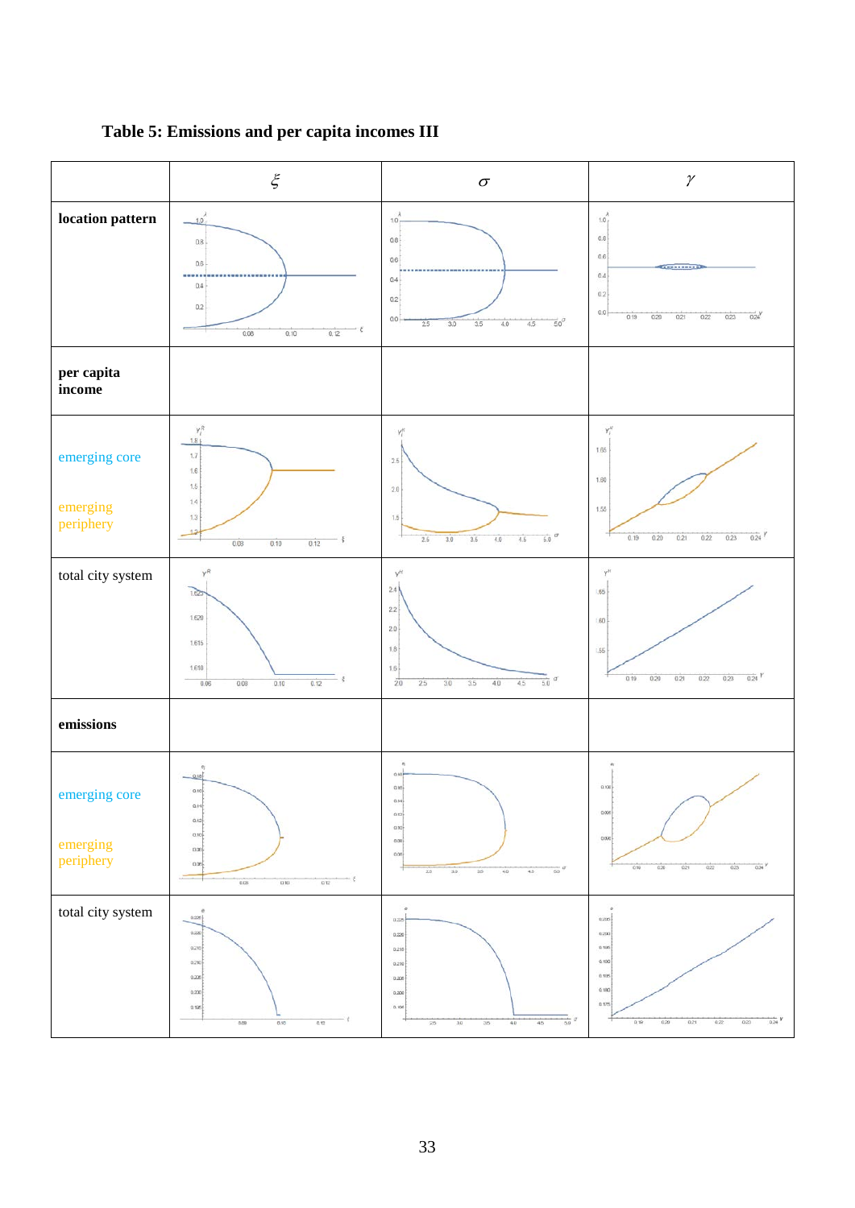**Table 5: Emissions and per capita incomes III**

| | $\xi$ | $\sigma$ | $\gamma$ |
|---|---|---|---|
| **location pattern** | | | |
| **per capita income** | | | |
| emerging core<br><br>emerging periphery | | | |
| total city system | | | |
| **emissions** | | | |
| emerging core<br><br>emerging periphery | | | |
| total city system | | | |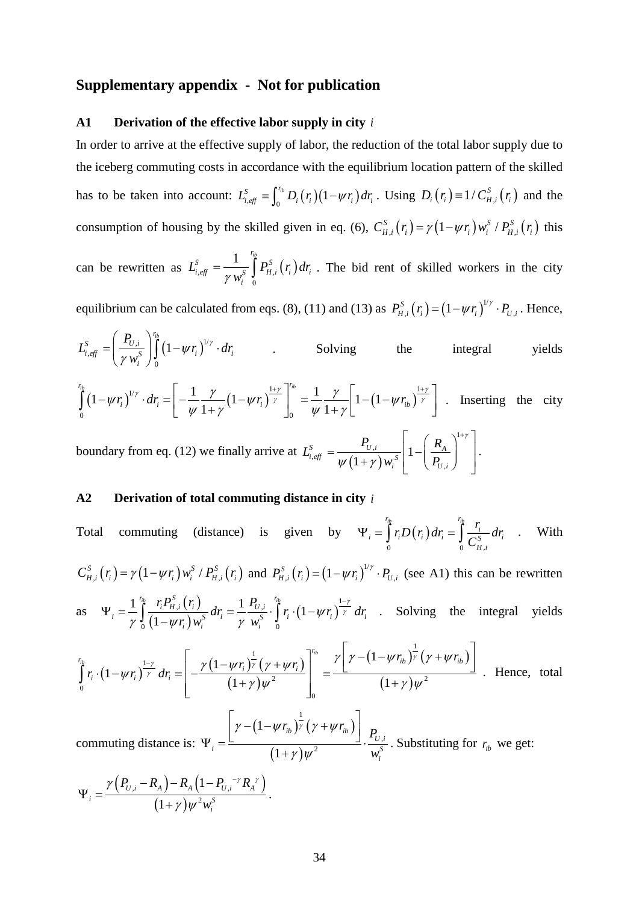## Supplementary appendix - Not for publication

### A1 Derivation of the effective labor supply in city $i$

In order to arrive at the effective supply of labor, the reduction of the total labor supply due to the iceberg commuting costs in accordance with the equilibrium location pattern of the skilled has to be taken into account: $L_{i,eff}^{S} \equiv \int_0^{r_{ib}} D_i(r_i)(1-\psi r_i)\,dr_i$. Using $D_i(r_i) \equiv 1/C_{H,i}^{S}(r_i)$ and the consumption of housing by the skilled given in eq. (6), $C_{H,i}^{S}(r_i) = \gamma(1-\psi r_i)w_i^{S}/P_{H,i}^{S}(r_i)$ this can be rewritten as $L_{i,eff}^{S} = \frac{1}{\gamma w_i^{S}}\int_0^{r_{ib}} P_{H,i}^{S}(r_i)\,dr_i$. The bid rent of skilled workers in the city equilibrium can be calculated from eqs. (8), (11) and (13) as $P_{H,i}^{S}(r_i) = (1-\psi r_i)^{1/\gamma}\cdot P_{U,i}$. Hence, $L_{i,eff}^{S} = \left(\frac{P_{U,i}}{\gamma w_i^{S}}\right)\int_0^{r_{ib}}(1-\psi r_i)^{1/\gamma}\cdot dr_i$. Solving the integral yields $\int_0^{r_{ib}}(1-\psi r_i)^{1/\gamma}\cdot dr_i = \left[-\frac{1}{\psi}\frac{\gamma}{1+\gamma}(1-\psi r_i)^{\frac{1+\gamma}{\gamma}}\right]_0^{r_{ib}} = \frac{1}{\psi}\frac{\gamma}{1+\gamma}\left[1-(1-\psi r_{ib})^{\frac{1+\gamma}{\gamma}}\right]$. Inserting the city boundary from eq. (12) we finally arrive at $L_{i,eff}^{S} = \frac{P_{U,i}}{\psi(1+\gamma)w_i^{S}}\left[1-\left(\frac{R_A}{P_{U,i}}\right)^{1+\gamma}\right]$.

### A2 Derivation of total commuting distance in city $i$

Total commuting (distance) is given by $\Psi_i = \int_0^{r_{ib}} r_i D(r_i)\,dr_i = \int_0^{r_{ib}} \frac{r_i}{C_{H,i}^{S}}\,dr_i$. With $C_{H,i}^{S}(r_i) = \gamma(1-\psi r_i)w_i^{S}/P_{H,i}^{S}(r_i)$ and $P_{H,i}^{S}(r_i) = (1-\psi r_i)^{1/\gamma}\cdot P_{U,i}$ (see A1) this can be rewritten as $\Psi_i = \frac{1}{\gamma}\int_0^{r_{ib}}\frac{r_i P_{H,i}^{S}(r_i)}{(1-\psi r_i)w_i^{S}}\,dr_i = \frac{1}{\gamma}\frac{P_{U,i}}{w_i^{S}}\cdot\int_0^{r_{ib}} r_i\cdot(1-\psi r_i)^{\frac{1-\gamma}{\gamma}}\,dr_i$. Solving the integral yields

$$\int_0^{r_{ib}} r_i\cdot(1-\psi r_i)^{\frac{1-\gamma}{\gamma}}\,dr_i = \left[-\frac{\gamma(1-\psi r_i)^{\frac{1}{\gamma}}(\gamma+\psi r_i)}{(1+\gamma)\psi^2}\right]_0^{r_{ib}} = \frac{\gamma\left[\gamma-(1-\psi r_{ib})^{\frac{1}{\gamma}}(\gamma+\psi r_{ib})\right]}{(1+\gamma)\psi^2}.$$

Hence, total commuting distance is: $\Psi_i = \frac{\left[\gamma-(1-\psi r_{ib})^{\frac{1}{\gamma}}(\gamma+\psi r_{ib})\right]}{(1+\gamma)\psi^2}\cdot\frac{P_{U,i}}{w_i^{S}}$. Substituting for $r_{ib}$ we get:

$$\Psi_i = \frac{\gamma\left(P_{U,i}-R_A\right)-R_A\left(1-P_{U,i}^{-\gamma}R_A^{\gamma}\right)}{(1+\gamma)\psi^2 w_i^{S}}.$$